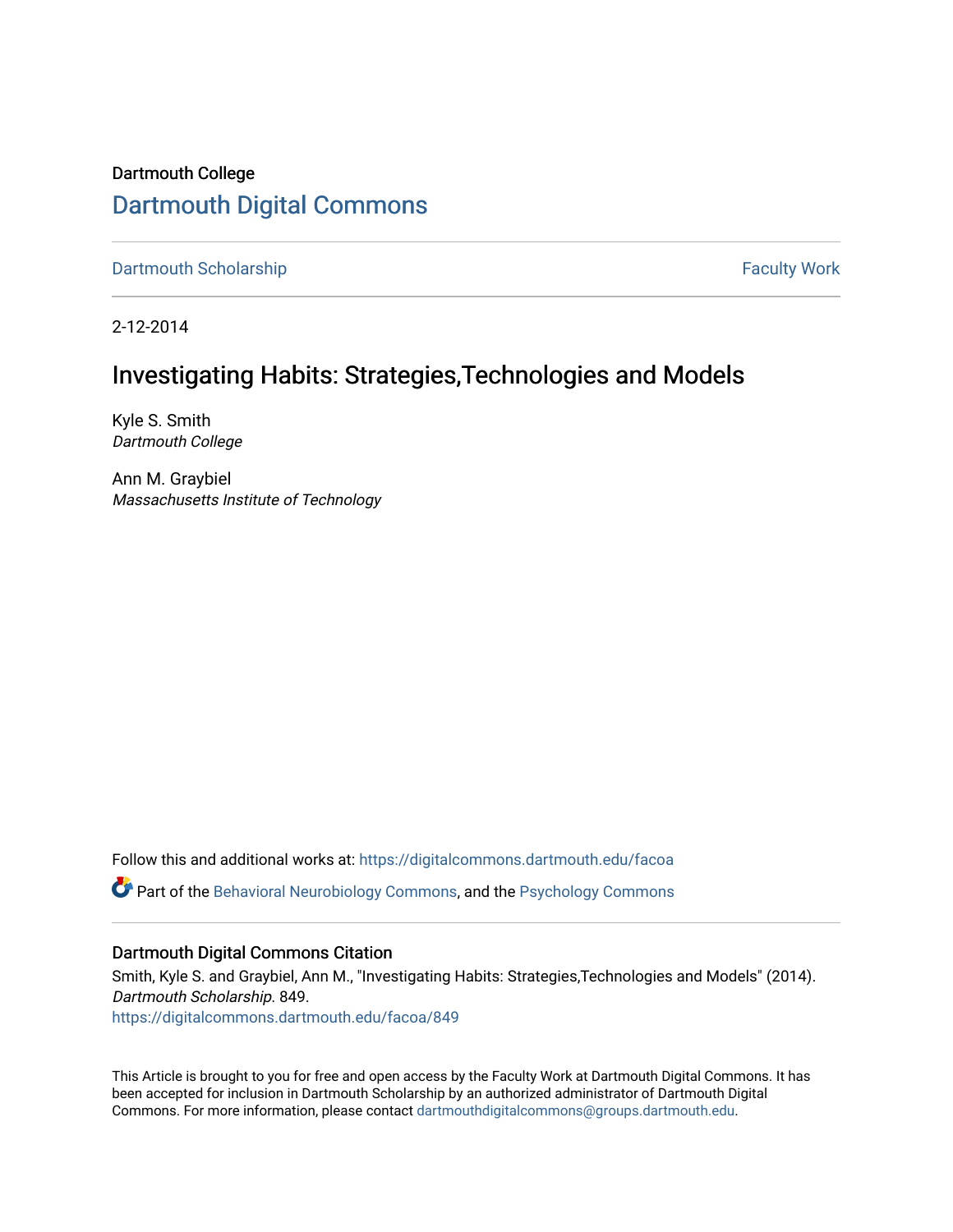Dartmouth College

# Dartmouth Digital Commons

Dartmouth Scholarship | Faculty Work

2-12-2014

## Investigating Habits: Strategies,Technologies and Models

Kyle S. Smith
*Dartmouth College*

Ann M. Graybiel
*Massachusetts Institute of Technology*

Follow this and additional works at: https://digitalcommons.dartmouth.edu/facoa

Part of the Behavioral Neurobiology Commons, and the Psychology Commons

### Dartmouth Digital Commons Citation

Smith, Kyle S. and Graybiel, Ann M., "Investigating Habits: Strategies,Technologies and Models" (2014). *Dartmouth Scholarship.* 849.
https://digitalcommons.dartmouth.edu/facoa/849

This Article is brought to you for free and open access by the Faculty Work at Dartmouth Digital Commons. It has been accepted for inclusion in Dartmouth Scholarship by an authorized administrator of Dartmouth Digital Commons. For more information, please contact dartmouthdigitalcommons@groups.dartmouth.edu.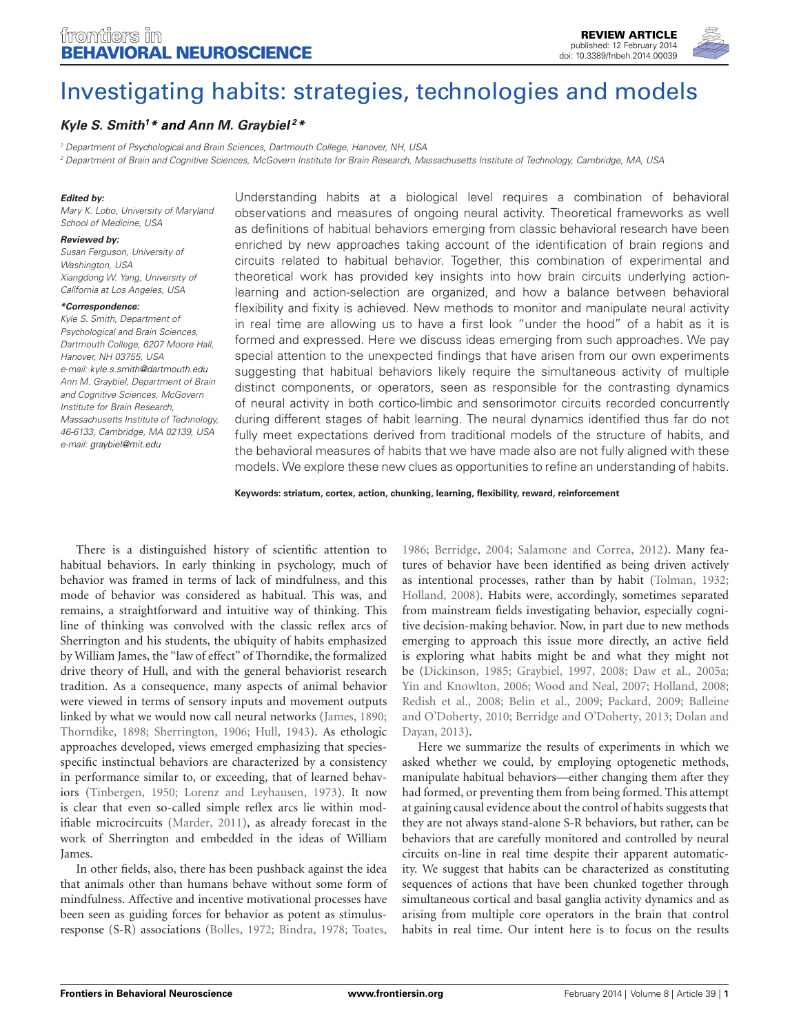# Investigating habits: strategies, technologies and models

***Kyle S. Smith[1]\* and Ann M. Graybiel[2]\****

[1] Department of Psychological and Brain Sciences, Dartmouth College, Hanover, NH, USA

[2] Department of Brain and Cognitive Sciences, McGovern Institute for Brain Research, Massachusetts Institute of Technology, Cambridge, MA, USA

***Edited by:***
*Mary K. Lobo, University of Maryland School of Medicine, USA*

***Reviewed by:***
*Susan Ferguson, University of Washington, USA*
*Xiangdong W. Yang, University of California at Los Angeles, USA*

***\*Correspondence:***
*Kyle S. Smith, Department of Psychological and Brain Sciences, Dartmouth College, 6207 Moore Hall, Hanover, NH 03755, USA*
*e-mail: kyle.s.smith@dartmouth.edu*
*Ann M. Graybiel, Department of Brain and Cognitive Sciences, McGovern Institute for Brain Research, Massachusetts Institute of Technology, 46-6133, Cambridge, MA 02139, USA*
*e-mail: graybiel@mit.edu*

Understanding habits at a biological level requires a combination of behavioral observations and measures of ongoing neural activity. Theoretical frameworks as well as definitions of habitual behaviors emerging from classic behavioral research have been enriched by new approaches taking account of the identification of brain regions and circuits related to habitual behavior. Together, this combination of experimental and theoretical work has provided key insights into how brain circuits underlying action-learning and action-selection are organized, and how a balance between behavioral flexibility and fixity is achieved. New methods to monitor and manipulate neural activity in real time are allowing us to have a first look "under the hood" of a habit as it is formed and expressed. Here we discuss ideas emerging from such approaches. We pay special attention to the unexpected findings that have arisen from our own experiments suggesting that habitual behaviors likely require the simultaneous activity of multiple distinct components, or operators, seen as responsible for the contrasting dynamics of neural activity in both cortico-limbic and sensorimotor circuits recorded concurrently during different stages of habit learning. The neural dynamics identified thus far do not fully meet expectations derived from traditional models of the structure of habits, and the behavioral measures of habits that we have made also are not fully aligned with these models. We explore these new clues as opportunities to refine an understanding of habits.

**Keywords: striatum, cortex, action, chunking, learning, flexibility, reward, reinforcement**

There is a distinguished history of scientific attention to habitual behaviors. In early thinking in psychology, much of behavior was framed in terms of lack of mindfulness, and this mode of behavior was considered as habitual. This was, and remains, a straightforward and intuitive way of thinking. This line of thinking was convolved with the classic reflex arcs of Sherrington and his students, the ubiquity of habits emphasized by William James, the "law of effect" of Thorndike, the formalized drive theory of Hull, and with the general behaviorist research tradition. As a consequence, many aspects of animal behavior were viewed in terms of sensory inputs and movement outputs linked by what we would now call neural networks (James, 1890; Thorndike, 1898; Sherrington, 1906; Hull, 1943). As ethologic approaches developed, views emerged emphasizing that species-specific instinctual behaviors are characterized by a consistency in performance similar to, or exceeding, that of learned behaviors (Tinbergen, 1950; Lorenz and Leyhausen, 1973). It now is clear that even so-called simple reflex arcs lie within modifiable microcircuits (Marder, 2011), as already forecast in the work of Sherrington and embedded in the ideas of William James.

In other fields, also, there has been pushback against the idea that animals other than humans behave without some form of mindfulness. Affective and incentive motivational processes have been seen as guiding forces for behavior as potent as stimulus-response (S-R) associations (Bolles, 1972; Bindra, 1978; Toates, 1986; Berridge, 2004; Salamone and Correa, 2012). Many features of behavior have been identified as being driven actively as intentional processes, rather than by habit (Tolman, 1932; Holland, 2008). Habits were, accordingly, sometimes separated from mainstream fields investigating behavior, especially cognitive decision-making behavior. Now, in part due to new methods emerging to approach this issue more directly, an active field is exploring what habits might be and what they might not be (Dickinson, 1985; Graybiel, 1997, 2008; Daw et al., 2005a; Yin and Knowlton, 2006; Wood and Neal, 2007; Holland, 2008; Redish et al., 2008; Belin et al., 2009; Packard, 2009; Balleine and O'Doherty, 2010; Berridge and O'Doherty, 2013; Dolan and Dayan, 2013).

Here we summarize the results of experiments in which we asked whether we could, by employing optogenetic methods, manipulate habitual behaviors—either changing them after they had formed, or preventing them from being formed. This attempt at gaining causal evidence about the control of habits suggests that they are not always stand-alone S-R behaviors, but rather, can be behaviors that are carefully monitored and controlled by neural circuits on-line in real time despite their apparent automaticity. We suggest that habits can be characterized as constituting sequences of actions that have been chunked together through simultaneous cortical and basal ganglia activity dynamics and as arising from multiple core operators in the brain that control habits in real time. Our intent here is to focus on the results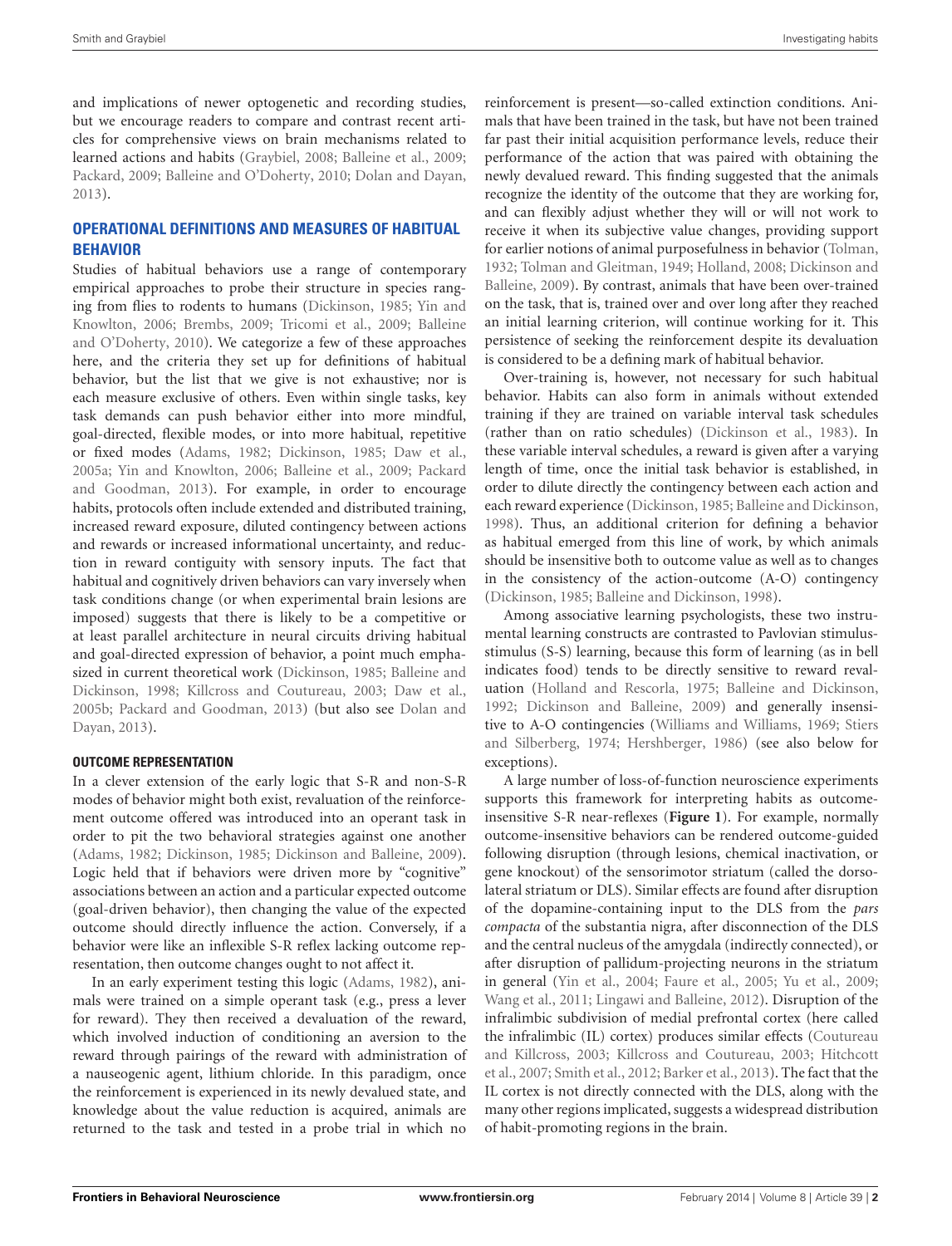and implications of newer optogenetic and recording studies, but we encourage readers to compare and contrast recent articles for comprehensive views on brain mechanisms related to learned actions and habits (Graybiel, 2008; Balleine et al., 2009; Packard, 2009; Balleine and O'Doherty, 2010; Dolan and Dayan, 2013).

## OPERATIONAL DEFINITIONS AND MEASURES OF HABITUAL BEHAVIOR

Studies of habitual behaviors use a range of contemporary empirical approaches to probe their structure in species ranging from flies to rodents to humans (Dickinson, 1985; Yin and Knowlton, 2006; Brembs, 2009; Tricomi et al., 2009; Balleine and O'Doherty, 2010). We categorize a few of these approaches here, and the criteria they set up for definitions of habitual behavior, but the list that we give is not exhaustive; nor is each measure exclusive of others. Even within single tasks, key task demands can push behavior either into more mindful, goal-directed, flexible modes, or into more habitual, repetitive or fixed modes (Adams, 1982; Dickinson, 1985; Daw et al., 2005a; Yin and Knowlton, 2006; Balleine et al., 2009; Packard and Goodman, 2013). For example, in order to encourage habits, protocols often include extended and distributed training, increased reward exposure, diluted contingency between actions and rewards or increased informational uncertainty, and reduction in reward contiguity with sensory inputs. The fact that habitual and cognitively driven behaviors can vary inversely when task conditions change (or when experimental brain lesions are imposed) suggests that there is likely to be a competitive or at least parallel architecture in neural circuits driving habitual and goal-directed expression of behavior, a point much emphasized in current theoretical work (Dickinson, 1985; Balleine and Dickinson, 1998; Killcross and Coutureau, 2003; Daw et al., 2005b; Packard and Goodman, 2013) (but also see Dolan and Dayan, 2013).

### OUTCOME REPRESENTATION

In a clever extension of the early logic that S-R and non-S-R modes of behavior might both exist, revaluation of the reinforcement outcome offered was introduced into an operant task in order to pit the two behavioral strategies against one another (Adams, 1982; Dickinson, 1985; Dickinson and Balleine, 2009). Logic held that if behaviors were driven more by "cognitive" associations between an action and a particular expected outcome (goal-driven behavior), then changing the value of the expected outcome should directly influence the action. Conversely, if a behavior were like an inflexible S-R reflex lacking outcome representation, then outcome changes ought to not affect it.

In an early experiment testing this logic (Adams, 1982), animals were trained on a simple operant task (e.g., press a lever for reward). They then received a devaluation of the reward, which involved induction of conditioning an aversion to the reward through pairings of the reward with administration of a nauseogenic agent, lithium chloride. In this paradigm, once the reinforcement is experienced in its newly devalued state, and knowledge about the value reduction is acquired, animals are returned to the task and tested in a probe trial in which no reinforcement is present—so-called extinction conditions. Animals that have been trained in the task, but have not been trained far past their initial acquisition performance levels, reduce their performance of the action that was paired with obtaining the newly devalued reward. This finding suggested that the animals recognize the identity of the outcome that they are working for, and can flexibly adjust whether they will or will not work to receive it when its subjective value changes, providing support for earlier notions of animal purposefulness in behavior (Tolman, 1932; Tolman and Gleitman, 1949; Holland, 2008; Dickinson and Balleine, 2009). By contrast, animals that have been over-trained on the task, that is, trained over and over long after they reached an initial learning criterion, will continue working for it. This persistence of seeking the reinforcement despite its devaluation is considered to be a defining mark of habitual behavior.

Over-training is, however, not necessary for such habitual behavior. Habits can also form in animals without extended training if they are trained on variable interval task schedules (rather than on ratio schedules) (Dickinson et al., 1983). In these variable interval schedules, a reward is given after a varying length of time, once the initial task behavior is established, in order to dilute directly the contingency between each action and each reward experience (Dickinson, 1985; Balleine and Dickinson, 1998). Thus, an additional criterion for defining a behavior as habitual emerged from this line of work, by which animals should be insensitive both to outcome value as well as to changes in the consistency of the action-outcome (A-O) contingency (Dickinson, 1985; Balleine and Dickinson, 1998).

Among associative learning psychologists, these two instrumental learning constructs are contrasted to Pavlovian stimulus-stimulus (S-S) learning, because this form of learning (as in bell indicates food) tends to be directly sensitive to reward revaluation (Holland and Rescorla, 1975; Balleine and Dickinson, 1992; Dickinson and Balleine, 2009) and generally insensitive to A-O contingencies (Williams and Williams, 1969; Stiers and Silberberg, 1974; Hershberger, 1986) (see also below for exceptions).

A large number of loss-of-function neuroscience experiments supports this framework for interpreting habits as outcome-insensitive S-R near-reflexes (**Figure 1**). For example, normally outcome-insensitive behaviors can be rendered outcome-guided following disruption (through lesions, chemical inactivation, or gene knockout) of the sensorimotor striatum (called the dorsolateral striatum or DLS). Similar effects are found after disruption of the dopamine-containing input to the DLS from the *pars compacta* of the substantia nigra, after disconnection of the DLS and the central nucleus of the amygdala (indirectly connected), or after disruption of pallidum-projecting neurons in the striatum in general (Yin et al., 2004; Faure et al., 2005; Yu et al., 2009; Wang et al., 2011; Lingawi and Balleine, 2012). Disruption of the infralimbic subdivision of medial prefrontal cortex (here called the infralimbic (IL) cortex) produces similar effects (Coutureau and Killcross, 2003; Killcross and Coutureau, 2003; Hitchcott et al., 2007; Smith et al., 2012; Barker et al., 2013). The fact that the IL cortex is not directly connected with the DLS, along with the many other regions implicated, suggests a widespread distribution of habit-promoting regions in the brain.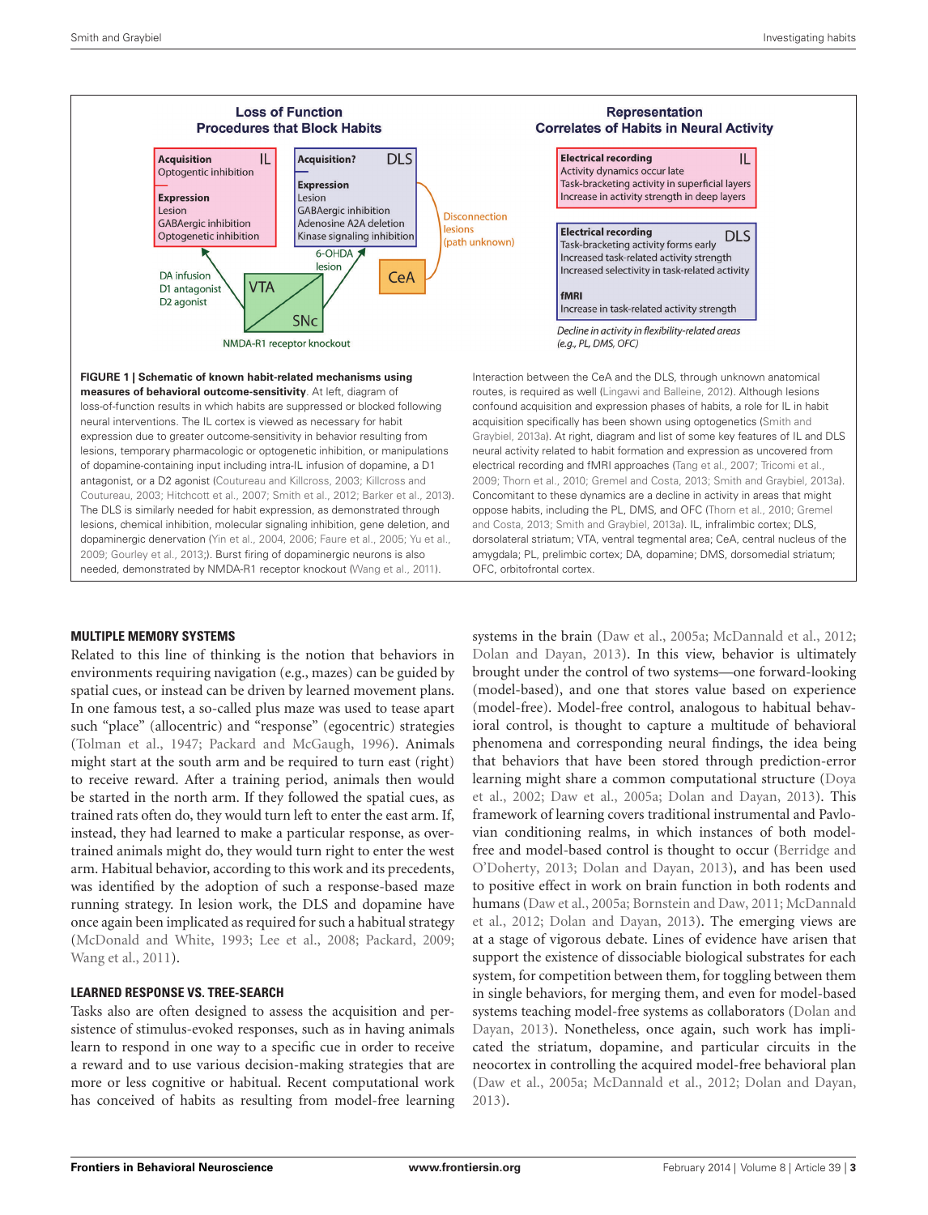**Loss of Function**
**Procedures that Block Habits**

**Acquisition** (IL)
Optogentic inhibition

**Expression**
Lesion
GABAergic inhibition
Optogenetic inhibition

**Acquisition?** (DLS)

**Expression**
Lesion
GABAergic inhibition
Adenosine A2A deletion
Kinase signaling inhibition

Disconnection lesions (path unknown)

DA infusion
D1 antagonist
D2 agonist

6-OHDA lesion

VTA, SNc, CeA

NMDA-R1 receptor knockout

**Representation**
**Correlates of Habits in Neural Activity**

**Electrical recording** (IL)
Activity dynamics occur late
Task-bracketing activity in superficial layers
Increase in activity strength in deep layers

**Electrical recording** (DLS)
Task-bracketing activity forms early
Increased task-related activity strength
Increased selectivity in task-related activity

**fMRI**
Increase in task-related activity strength

*Decline in activity in flexibility-related areas (e.g., PL, DMS, OFC)*

**FIGURE 1 | Schematic of known habit-related mechanisms using measures of behavioral outcome-sensitivity**. At left, diagram of loss-of-function results in which habits are suppressed or blocked following neural interventions. The IL cortex is viewed as necessary for habit expression due to greater outcome-sensitivity in behavior resulting from lesions, temporary pharmacologic or optogenetic inhibition, or manipulations of dopamine-containing input including intra-IL infusion of dopamine, a D1 antagonist, or a D2 agonist (Coutureau and Killcross, 2003; Killcross and Coutureau, 2003; Hitchcott et al., 2007; Smith et al., 2012; Barker et al., 2013). The DLS is similarly needed for habit expression, as demonstrated through lesions, chemical inhibition, molecular signaling inhibition, gene deletion, and dopaminergic denervation (Yin et al., 2004, 2006; Faure et al., 2005; Yu et al., 2009; Gourley et al., 2013;). Burst firing of dopaminergic neurons is also needed, demonstrated by NMDA-R1 receptor knockout (Wang et al., 2011). Interaction between the CeA and the DLS, through unknown anatomical routes, is required as well (Lingawi and Balleine, 2012). Although lesions confound acquisition and expression phases of habits, a role for IL in habit acquisition specifically has been shown using optogenetics (Smith and Graybiel, 2013a). At right, diagram and list of some key features of IL and DLS neural activity related to habit formation and expression as uncovered from electrical recording and fMRI approaches (Tang et al., 2007; Tricomi et al., 2009; Thorn et al., 2010; Gremel and Costa, 2013; Smith and Graybiel, 2013a). Concomitant to these dynamics are a decline in activity in areas that might oppose habits, including the PL, DMS, and OFC (Thorn et al., 2010; Gremel and Costa, 2013; Smith and Graybiel, 2013a). IL, infralimbic cortex; DLS, dorsolateral striatum; VTA, ventral tegmental area; CeA, central nucleus of the amygdala; PL, prelimbic cortex; DA, dopamine; DMS, dorsomedial striatum; OFC, orbitofrontal cortex.

## MULTIPLE MEMORY SYSTEMS

Related to this line of thinking is the notion that behaviors in environments requiring navigation (e.g., mazes) can be guided by spatial cues, or instead can be driven by learned movement plans. In one famous test, a so-called plus maze was used to tease apart such "place" (allocentric) and "response" (egocentric) strategies (Tolman et al., 1947; Packard and McGaugh, 1996). Animals might start at the south arm and be required to turn east (right) to receive reward. After a training period, animals then would be started in the north arm. If they followed the spatial cues, as trained rats often do, they would turn left to enter the east arm. If, instead, they had learned to make a particular response, as overtrained animals might do, they would turn right to enter the west arm. Habitual behavior, according to this work and its precedents, was identified by the adoption of such a response-based maze running strategy. In lesion work, the DLS and dopamine have once again been implicated as required for such a habitual strategy (McDonald and White, 1993; Lee et al., 2008; Packard, 2009; Wang et al., 2011).

## LEARNED RESPONSE VS. TREE-SEARCH

Tasks also are often designed to assess the acquisition and persistence of stimulus-evoked responses, such as in having animals learn to respond in one way to a specific cue in order to receive a reward and to use various decision-making strategies that are more or less cognitive or habitual. Recent computational work has conceived of habits as resulting from model-free learning systems in the brain (Daw et al., 2005a; McDannald et al., 2012; Dolan and Dayan, 2013). In this view, behavior is ultimately brought under the control of two systems—one forward-looking (model-based), and one that stores value based on experience (model-free). Model-free control, analogous to habitual behavioral control, is thought to capture a multitude of behavioral phenomena and corresponding neural findings, the idea being that behaviors that have been stored through prediction-error learning might share a common computational structure (Doya et al., 2002; Daw et al., 2005a; Dolan and Dayan, 2013). This framework of learning covers traditional instrumental and Pavlovian conditioning realms, in which instances of both model-free and model-based control is thought to occur (Berridge and O'Doherty, 2013; Dolan and Dayan, 2013), and has been used to positive effect in work on brain function in both rodents and humans (Daw et al., 2005a; Bornstein and Daw, 2011; McDannald et al., 2012; Dolan and Dayan, 2013). The emerging views are at a stage of vigorous debate. Lines of evidence have arisen that support the existence of dissociable biological substrates for each system, for competition between them, for toggling between them in single behaviors, for merging them, and even for model-based systems teaching model-free systems as collaborators (Dolan and Dayan, 2013). Nonetheless, once again, such work has implicated the striatum, dopamine, and particular circuits in the neocortex in controlling the acquired model-free behavioral plan (Daw et al., 2005a; McDannald et al., 2012; Dolan and Dayan, 2013).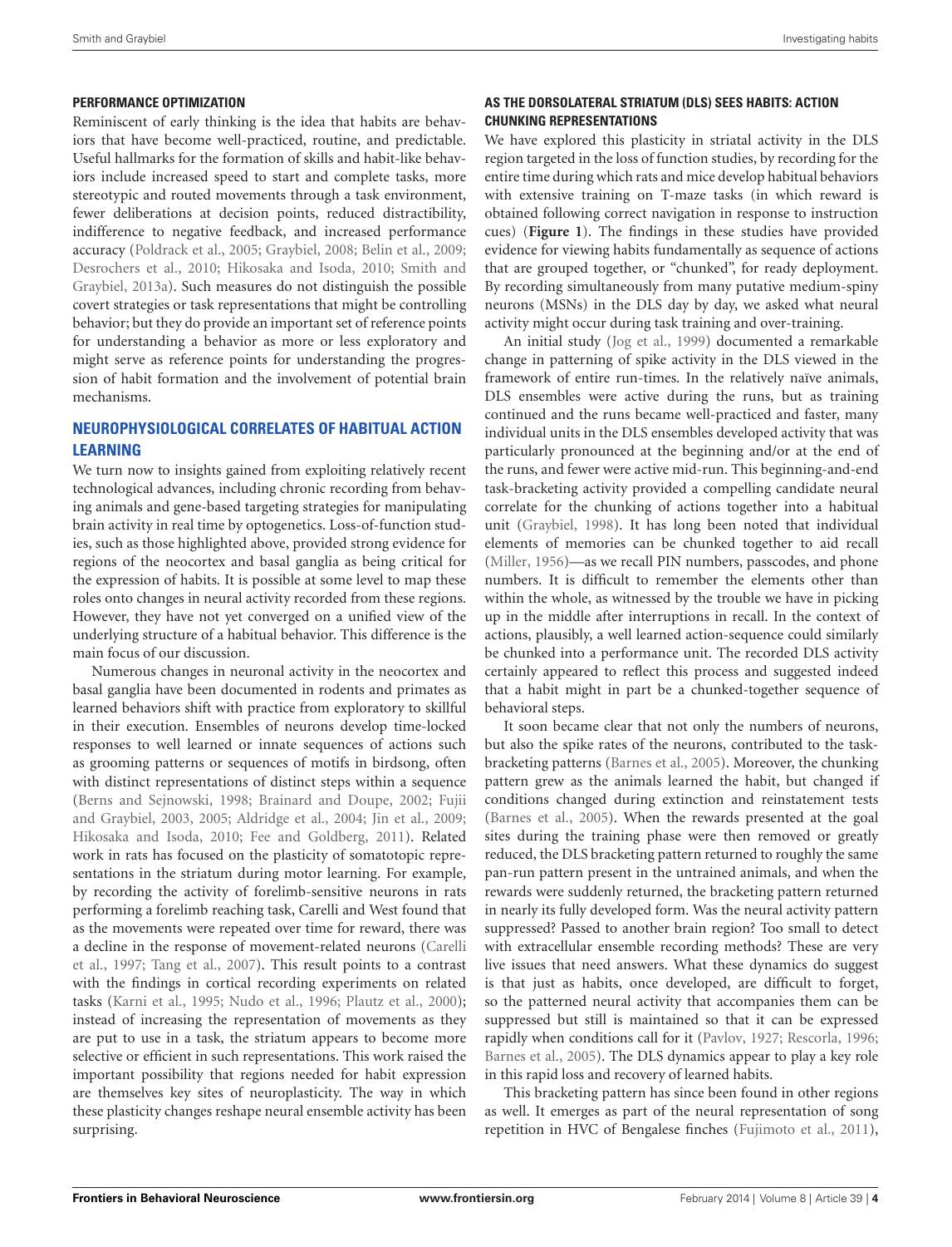#### PERFORMANCE OPTIMIZATION

Reminiscent of early thinking is the idea that habits are behaviors that have become well-practiced, routine, and predictable. Useful hallmarks for the formation of skills and habit-like behaviors include increased speed to start and complete tasks, more stereotypic and routed movements through a task environment, fewer deliberations at decision points, reduced distractibility, indifference to negative feedback, and increased performance accuracy (Poldrack et al., 2005; Graybiel, 2008; Belin et al., 2009; Desrochers et al., 2010; Hikosaka and Isoda, 2010; Smith and Graybiel, 2013a). Such measures do not distinguish the possible covert strategies or task representations that might be controlling behavior; but they do provide an important set of reference points for understanding a behavior as more or less exploratory and might serve as reference points for understanding the progression of habit formation and the involvement of potential brain mechanisms.

## NEUROPHYSIOLOGICAL CORRELATES OF HABITUAL ACTION LEARNING

We turn now to insights gained from exploiting relatively recent technological advances, including chronic recording from behaving animals and gene-based targeting strategies for manipulating brain activity in real time by optogenetics. Loss-of-function studies, such as those highlighted above, provided strong evidence for regions of the neocortex and basal ganglia as being critical for the expression of habits. It is possible at some level to map these roles onto changes in neural activity recorded from these regions. However, they have not yet converged on a unified view of the underlying structure of a habitual behavior. This difference is the main focus of our discussion.

Numerous changes in neuronal activity in the neocortex and basal ganglia have been documented in rodents and primates as learned behaviors shift with practice from exploratory to skillful in their execution. Ensembles of neurons develop time-locked responses to well learned or innate sequences of actions such as grooming patterns or sequences of motifs in birdsong, often with distinct representations of distinct steps within a sequence (Berns and Sejnowski, 1998; Brainard and Doupe, 2002; Fujii and Graybiel, 2003, 2005; Aldridge et al., 2004; Jin et al., 2009; Hikosaka and Isoda, 2010; Fee and Goldberg, 2011). Related work in rats has focused on the plasticity of somatotopic representations in the striatum during motor learning. For example, by recording the activity of forelimb-sensitive neurons in rats performing a forelimb reaching task, Carelli and West found that as the movements were repeated over time for reward, there was a decline in the response of movement-related neurons (Carelli et al., 1997; Tang et al., 2007). This result points to a contrast with the findings in cortical recording experiments on related tasks (Karni et al., 1995; Nudo et al., 1996; Plautz et al., 2000); instead of increasing the representation of movements as they are put to use in a task, the striatum appears to become more selective or efficient in such representations. This work raised the important possibility that regions needed for habit expression are themselves key sites of neuroplasticity. The way in which these plasticity changes reshape neural ensemble activity has been surprising.

#### AS THE DORSOLATERAL STRIATUM (DLS) SEES HABITS: ACTION CHUNKING REPRESENTATIONS

We have explored this plasticity in striatal activity in the DLS region targeted in the loss of function studies, by recording for the entire time during which rats and mice develop habitual behaviors with extensive training on T-maze tasks (in which reward is obtained following correct navigation in response to instruction cues) (**Figure 1**). The findings in these studies have provided evidence for viewing habits fundamentally as sequence of actions that are grouped together, or "chunked", for ready deployment. By recording simultaneously from many putative medium-spiny neurons (MSNs) in the DLS day by day, we asked what neural activity might occur during task training and over-training.

An initial study (Jog et al., 1999) documented a remarkable change in patterning of spike activity in the DLS viewed in the framework of entire run-times. In the relatively naïve animals, DLS ensembles were active during the runs, but as training continued and the runs became well-practiced and faster, many individual units in the DLS ensembles developed activity that was particularly pronounced at the beginning and/or at the end of the runs, and fewer were active mid-run. This beginning-and-end task-bracketing activity provided a compelling candidate neural correlate for the chunking of actions together into a habitual unit (Graybiel, 1998). It has long been noted that individual elements of memories can be chunked together to aid recall (Miller, 1956)—as we recall PIN numbers, passcodes, and phone numbers. It is difficult to remember the elements other than within the whole, as witnessed by the trouble we have in picking up in the middle after interruptions in recall. In the context of actions, plausibly, a well learned action-sequence could similarly be chunked into a performance unit. The recorded DLS activity certainly appeared to reflect this process and suggested indeed that a habit might in part be a chunked-together sequence of behavioral steps.

It soon became clear that not only the numbers of neurons, but also the spike rates of the neurons, contributed to the task-bracketing patterns (Barnes et al., 2005). Moreover, the chunking pattern grew as the animals learned the habit, but changed if conditions changed during extinction and reinstatement tests (Barnes et al., 2005). When the rewards presented at the goal sites during the training phase were then removed or greatly reduced, the DLS bracketing pattern returned to roughly the same pan-run pattern present in the untrained animals, and when the rewards were suddenly returned, the bracketing pattern returned in nearly its fully developed form. Was the neural activity pattern suppressed? Passed to another brain region? Too small to detect with extracellular ensemble recording methods? These are very live issues that need answers. What these dynamics do suggest is that just as habits, once developed, are difficult to forget, so the patterned neural activity that accompanies them can be suppressed but still is maintained so that it can be expressed rapidly when conditions call for it (Pavlov, 1927; Rescorla, 1996; Barnes et al., 2005). The DLS dynamics appear to play a key role in this rapid loss and recovery of learned habits.

This bracketing pattern has since been found in other regions as well. It emerges as part of the neural representation of song repetition in HVC of Bengalese finches (Fujimoto et al., 2011),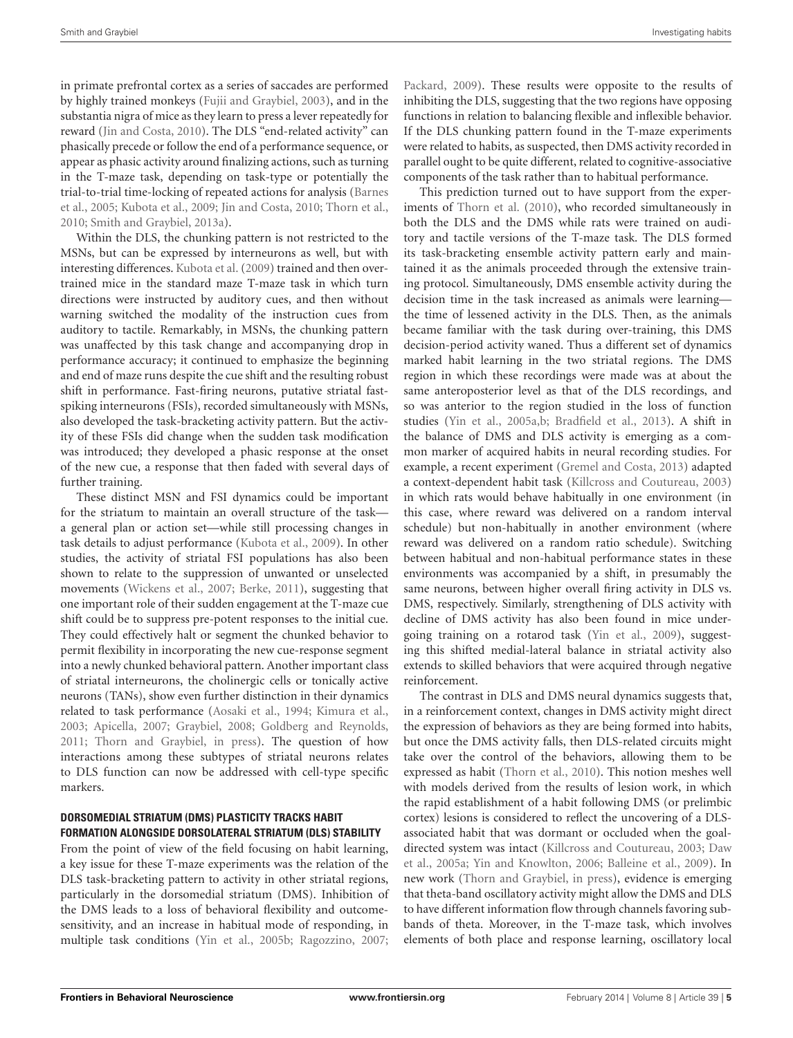in primate prefrontal cortex as a series of saccades are performed by highly trained monkeys (Fujii and Graybiel, 2003), and in the substantia nigra of mice as they learn to press a lever repeatedly for reward (Jin and Costa, 2010). The DLS "end-related activity" can phasically precede or follow the end of a performance sequence, or appear as phasic activity around finalizing actions, such as turning in the T-maze task, depending on task-type or potentially the trial-to-trial time-locking of repeated actions for analysis (Barnes et al., 2005; Kubota et al., 2009; Jin and Costa, 2010; Thorn et al., 2010; Smith and Graybiel, 2013a).

Within the DLS, the chunking pattern is not restricted to the MSNs, but can be expressed by interneurons as well, but with interesting differences. Kubota et al. (2009) trained and then overtrained mice in the standard maze T-maze task in which turn directions were instructed by auditory cues, and then without warning switched the modality of the instruction cues from auditory to tactile. Remarkably, in MSNs, the chunking pattern was unaffected by this task change and accompanying drop in performance accuracy; it continued to emphasize the beginning and end of maze runs despite the cue shift and the resulting robust shift in performance. Fast-firing neurons, putative striatal fast-spiking interneurons (FSIs), recorded simultaneously with MSNs, also developed the task-bracketing activity pattern. But the activity of these FSIs did change when the sudden task modification was introduced; they developed a phasic response at the onset of the new cue, a response that then faded with several days of further training.

These distinct MSN and FSI dynamics could be important for the striatum to maintain an overall structure of the task—a general plan or action set—while still processing changes in task details to adjust performance (Kubota et al., 2009). In other studies, the activity of striatal FSI populations has also been shown to relate to the suppression of unwanted or unselected movements (Wickens et al., 2007; Berke, 2011), suggesting that one important role of their sudden engagement at the T-maze cue shift could be to suppress pre-potent responses to the initial cue. They could effectively halt or segment the chunked behavior to permit flexibility in incorporating the new cue-response segment into a newly chunked behavioral pattern. Another important class of striatal interneurons, the cholinergic cells or tonically active neurons (TANs), show even further distinction in their dynamics related to task performance (Aosaki et al., 1994; Kimura et al., 2003; Apicella, 2007; Graybiel, 2008; Goldberg and Reynolds, 2011; Thorn and Graybiel, in press). The question of how interactions among these subtypes of striatal neurons relates to DLS function can now be addressed with cell-type specific markers.

### DORSOMEDIAL STRIATUM (DMS) PLASTICITY TRACKS HABIT FORMATION ALONGSIDE DORSOLATERAL STRIATUM (DLS) STABILITY

From the point of view of the field focusing on habit learning, a key issue for these T-maze experiments was the relation of the DLS task-bracketing pattern to activity in other striatal regions, particularly in the dorsomedial striatum (DMS). Inhibition of the DMS leads to a loss of behavioral flexibility and outcome-sensitivity, and an increase in habitual mode of responding, in multiple task conditions (Yin et al., 2005b; Ragozzino, 2007; Packard, 2009). These results were opposite to the results of inhibiting the DLS, suggesting that the two regions have opposing functions in relation to balancing flexible and inflexible behavior. If the DLS chunking pattern found in the T-maze experiments were related to habits, as suspected, then DMS activity recorded in parallel ought to be quite different, related to cognitive-associative components of the task rather than to habitual performance.

This prediction turned out to have support from the experiments of Thorn et al. (2010), who recorded simultaneously in both the DLS and the DMS while rats were trained on auditory and tactile versions of the T-maze task. The DLS formed its task-bracketing ensemble activity pattern early and maintained it as the animals proceeded through the extensive training protocol. Simultaneously, DMS ensemble activity during the decision time in the task increased as animals were learning—the time of lessened activity in the DLS. Then, as the animals became familiar with the task during over-training, this DMS decision-period activity waned. Thus a different set of dynamics marked habit learning in the two striatal regions. The DMS region in which these recordings were made was at about the same anteroposterior level as that of the DLS recordings, and so was anterior to the region studied in the loss of function studies (Yin et al., 2005a,b; Bradfield et al., 2013). A shift in the balance of DMS and DLS activity is emerging as a common marker of acquired habits in neural recording studies. For example, a recent experiment (Gremel and Costa, 2013) adapted a context-dependent habit task (Killcross and Coutureau, 2003) in which rats would behave habitually in one environment (in this case, where reward was delivered on a random interval schedule) but non-habitually in another environment (where reward was delivered on a random ratio schedule). Switching between habitual and non-habitual performance states in these environments was accompanied by a shift, in presumably the same neurons, between higher overall firing activity in DLS vs. DMS, respectively. Similarly, strengthening of DLS activity with decline of DMS activity has also been found in mice undergoing training on a rotarod task (Yin et al., 2009), suggesting this shifted medial-lateral balance in striatal activity also extends to skilled behaviors that were acquired through negative reinforcement.

The contrast in DLS and DMS neural dynamics suggests that, in a reinforcement context, changes in DMS activity might direct the expression of behaviors as they are being formed into habits, but once the DMS activity falls, then DLS-related circuits might take over the control of the behaviors, allowing them to be expressed as habit (Thorn et al., 2010). This notion meshes well with models derived from the results of lesion work, in which the rapid establishment of a habit following DMS (or prelimbic cortex) lesions is considered to reflect the uncovering of a DLS-associated habit that was dormant or occluded when the goal-directed system was intact (Killcross and Coutureau, 2003; Daw et al., 2005a; Yin and Knowlton, 2006; Balleine et al., 2009). In new work (Thorn and Graybiel, in press), evidence is emerging that theta-band oscillatory activity might allow the DMS and DLS to have different information flow through channels favoring sub-bands of theta. Moreover, in the T-maze task, which involves elements of both place and response learning, oscillatory local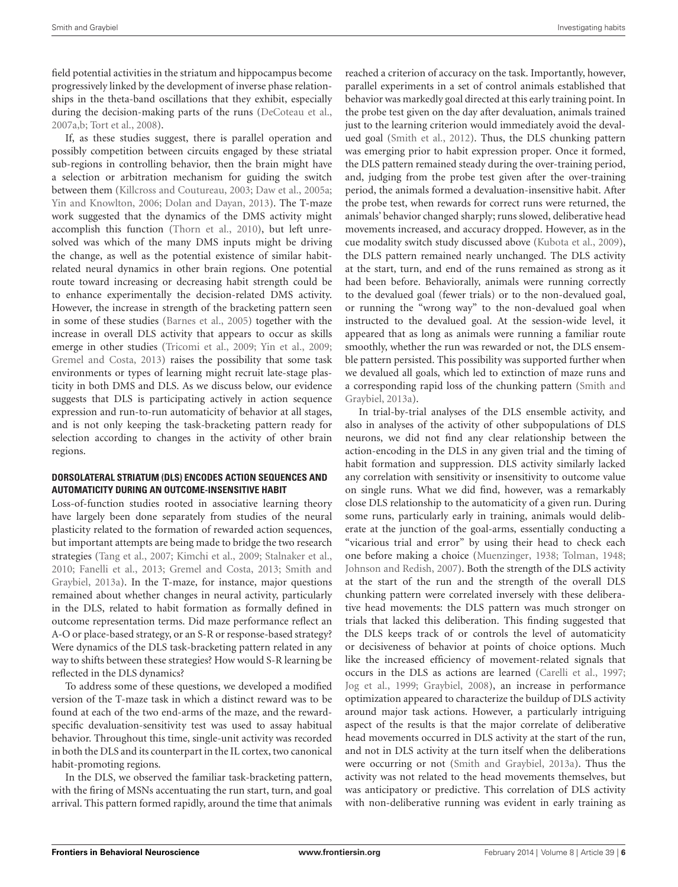field potential activities in the striatum and hippocampus become progressively linked by the development of inverse phase relationships in the theta-band oscillations that they exhibit, especially during the decision-making parts of the runs (DeCoteau et al., 2007a,b; Tort et al., 2008).

If, as these studies suggest, there is parallel operation and possibly competition between circuits engaged by these striatal sub-regions in controlling behavior, then the brain might have a selection or arbitration mechanism for guiding the switch between them (Killcross and Coutureau, 2003; Daw et al., 2005a; Yin and Knowlton, 2006; Dolan and Dayan, 2013). The T-maze work suggested that the dynamics of the DMS activity might accomplish this function (Thorn et al., 2010), but left unresolved was which of the many DMS inputs might be driving the change, as well as the potential existence of similar habit-related neural dynamics in other brain regions. One potential route toward increasing or decreasing habit strength could be to enhance experimentally the decision-related DMS activity. However, the increase in strength of the bracketing pattern seen in some of these studies (Barnes et al., 2005) together with the increase in overall DLS activity that appears to occur as skills emerge in other studies (Tricomi et al., 2009; Yin et al., 2009; Gremel and Costa, 2013) raises the possibility that some task environments or types of learning might recruit late-stage plasticity in both DMS and DLS. As we discuss below, our evidence suggests that DLS is participating actively in action sequence expression and run-to-run automaticity of behavior at all stages, and is not only keeping the task-bracketing pattern ready for selection according to changes in the activity of other brain regions.

### DORSOLATERAL STRIATUM (DLS) ENCODES ACTION SEQUENCES AND AUTOMATICITY DURING AN OUTCOME-INSENSITIVE HABIT

Loss-of-function studies rooted in associative learning theory have largely been done separately from studies of the neural plasticity related to the formation of rewarded action sequences, but important attempts are being made to bridge the two research strategies (Tang et al., 2007; Kimchi et al., 2009; Stalnaker et al., 2010; Fanelli et al., 2013; Gremel and Costa, 2013; Smith and Graybiel, 2013a). In the T-maze, for instance, major questions remained about whether changes in neural activity, particularly in the DLS, related to habit formation as formally defined in outcome representation terms. Did maze performance reflect an A-O or place-based strategy, or an S-R or response-based strategy? Were dynamics of the DLS task-bracketing pattern related in any way to shifts between these strategies? How would S-R learning be reflected in the DLS dynamics?

To address some of these questions, we developed a modified version of the T-maze task in which a distinct reward was to be found at each of the two end-arms of the maze, and the reward-specific devaluation-sensitivity test was used to assay habitual behavior. Throughout this time, single-unit activity was recorded in both the DLS and its counterpart in the IL cortex, two canonical habit-promoting regions.

In the DLS, we observed the familiar task-bracketing pattern, with the firing of MSNs accentuating the run start, turn, and goal arrival. This pattern formed rapidly, around the time that animals reached a criterion of accuracy on the task. Importantly, however, parallel experiments in a set of control animals established that behavior was markedly goal directed at this early training point. In the probe test given on the day after devaluation, animals trained just to the learning criterion would immediately avoid the devalued goal (Smith et al., 2012). Thus, the DLS chunking pattern was emerging prior to habit expression proper. Once it formed, the DLS pattern remained steady during the over-training period, and, judging from the probe test given after the over-training period, the animals formed a devaluation-insensitive habit. After the probe test, when rewards for correct runs were returned, the animals' behavior changed sharply; runs slowed, deliberative head movements increased, and accuracy dropped. However, as in the cue modality switch study discussed above (Kubota et al., 2009), the DLS pattern remained nearly unchanged. The DLS activity at the start, turn, and end of the runs remained as strong as it had been before. Behaviorally, animals were running correctly to the devalued goal (fewer trials) or to the non-devalued goal, or running the "wrong way" to the non-devalued goal when instructed to the devalued goal. At the session-wide level, it appeared that as long as animals were running a familiar route smoothly, whether the run was rewarded or not, the DLS ensemble pattern persisted. This possibility was supported further when we devalued all goals, which led to extinction of maze runs and a corresponding rapid loss of the chunking pattern (Smith and Graybiel, 2013a).

In trial-by-trial analyses of the DLS ensemble activity, and also in analyses of the activity of other subpopulations of DLS neurons, we did not find any clear relationship between the action-encoding in the DLS in any given trial and the timing of habit formation and suppression. DLS activity similarly lacked any correlation with sensitivity or insensitivity to outcome value on single runs. What we did find, however, was a remarkably close DLS relationship to the automaticity of a given run. During some runs, particularly early in training, animals would deliberate at the junction of the goal-arms, essentially conducting a "vicarious trial and error" by using their head to check each one before making a choice (Muenzinger, 1938; Tolman, 1948; Johnson and Redish, 2007). Both the strength of the DLS activity at the start of the run and the strength of the overall DLS chunking pattern were correlated inversely with these deliberative head movements: the DLS pattern was much stronger on trials that lacked this deliberation. This finding suggested that the DLS keeps track of or controls the level of automaticity or decisiveness of behavior at points of choice options. Much like the increased efficiency of movement-related signals that occurs in the DLS as actions are learned (Carelli et al., 1997; Jog et al., 1999; Graybiel, 2008), an increase in performance optimization appeared to characterize the buildup of DLS activity around major task actions. However, a particularly intriguing aspect of the results is that the major correlate of deliberative head movements occurred in DLS activity at the start of the run, and not in DLS activity at the turn itself when the deliberations were occurring or not (Smith and Graybiel, 2013a). Thus the activity was not related to the head movements themselves, but was anticipatory or predictive. This correlation of DLS activity with non-deliberative running was evident in early training as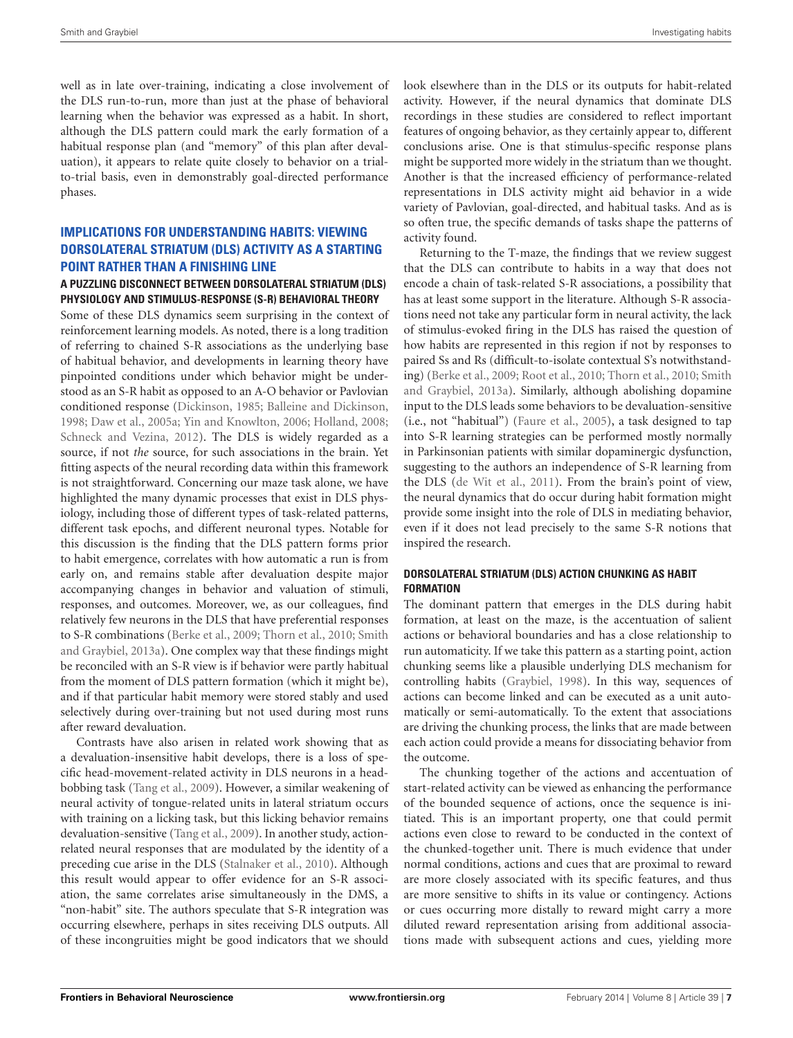well as in late over-training, indicating a close involvement of the DLS run-to-run, more than just at the phase of behavioral learning when the behavior was expressed as a habit. In short, although the DLS pattern could mark the early formation of a habitual response plan (and "memory" of this plan after devaluation), it appears to relate quite closely to behavior on a trial-to-trial basis, even in demonstrably goal-directed performance phases.

## IMPLICATIONS FOR UNDERSTANDING HABITS: VIEWING DORSOLATERAL STRIATUM (DLS) ACTIVITY AS A STARTING POINT RATHER THAN A FINISHING LINE

### A PUZZLING DISCONNECT BETWEEN DORSOLATERAL STRIATUM (DLS) PHYSIOLOGY AND STIMULUS-RESPONSE (S-R) BEHAVIORAL THEORY

Some of these DLS dynamics seem surprising in the context of reinforcement learning models. As noted, there is a long tradition of referring to chained S-R associations as the underlying base of habitual behavior, and developments in learning theory have pinpointed conditions under which behavior might be understood as an S-R habit as opposed to an A-O behavior or Pavlovian conditioned response (Dickinson, 1985; Balleine and Dickinson, 1998; Daw et al., 2005a; Yin and Knowlton, 2006; Holland, 2008; Schneck and Vezina, 2012). The DLS is widely regarded as a source, if not *the* source, for such associations in the brain. Yet fitting aspects of the neural recording data within this framework is not straightforward. Concerning our maze task alone, we have highlighted the many dynamic processes that exist in DLS physiology, including those of different types of task-related patterns, different task epochs, and different neuronal types. Notable for this discussion is the finding that the DLS pattern forms prior to habit emergence, correlates with how automatic a run is from early on, and remains stable after devaluation despite major accompanying changes in behavior and valuation of stimuli, responses, and outcomes. Moreover, we, as our colleagues, find relatively few neurons in the DLS that have preferential responses to S-R combinations (Berke et al., 2009; Thorn et al., 2010; Smith and Graybiel, 2013a). One complex way that these findings might be reconciled with an S-R view is if behavior were partly habitual from the moment of DLS pattern formation (which it might be), and if that particular habit memory were stored stably and used selectively during over-training but not used during most runs after reward devaluation.

Contrasts have also arisen in related work showing that as a devaluation-insensitive habit develops, there is a loss of specific head-movement-related activity in DLS neurons in a head-bobbing task (Tang et al., 2009). However, a similar weakening of neural activity of tongue-related units in lateral striatum occurs with training on a licking task, but this licking behavior remains devaluation-sensitive (Tang et al., 2009). In another study, action-related neural responses that are modulated by the identity of a preceding cue arise in the DLS (Stalnaker et al., 2010). Although this result would appear to offer evidence for an S-R association, the same correlates arise simultaneously in the DMS, a "non-habit" site. The authors speculate that S-R integration was occurring elsewhere, perhaps in sites receiving DLS outputs. All of these incongruities might be good indicators that we should look elsewhere than in the DLS or its outputs for habit-related activity. However, if the neural dynamics that dominate DLS recordings in these studies are considered to reflect important features of ongoing behavior, as they certainly appear to, different conclusions arise. One is that stimulus-specific response plans might be supported more widely in the striatum than we thought. Another is that the increased efficiency of performance-related representations in DLS activity might aid behavior in a wide variety of Pavlovian, goal-directed, and habitual tasks. And as is so often true, the specific demands of tasks shape the patterns of activity found.

Returning to the T-maze, the findings that we review suggest that the DLS can contribute to habits in a way that does not encode a chain of task-related S-R associations, a possibility that has at least some support in the literature. Although S-R associations need not take any particular form in neural activity, the lack of stimulus-evoked firing in the DLS has raised the question of how habits are represented in this region if not by responses to paired Ss and Rs (difficult-to-isolate contextual S's notwithstanding) (Berke et al., 2009; Root et al., 2010; Thorn et al., 2010; Smith and Graybiel, 2013a). Similarly, although abolishing dopamine input to the DLS leads some behaviors to be devaluation-sensitive (i.e., not "habitual") (Faure et al., 2005), a task designed to tap into S-R learning strategies can be performed mostly normally in Parkinsonian patients with similar dopaminergic dysfunction, suggesting to the authors an independence of S-R learning from the DLS (de Wit et al., 2011). From the brain's point of view, the neural dynamics that do occur during habit formation might provide some insight into the role of DLS in mediating behavior, even if it does not lead precisely to the same S-R notions that inspired the research.

### DORSOLATERAL STRIATUM (DLS) ACTION CHUNKING AS HABIT FORMATION

The dominant pattern that emerges in the DLS during habit formation, at least on the maze, is the accentuation of salient actions or behavioral boundaries and has a close relationship to run automaticity. If we take this pattern as a starting point, action chunking seems like a plausible underlying DLS mechanism for controlling habits (Graybiel, 1998). In this way, sequences of actions can become linked and can be executed as a unit automatically or semi-automatically. To the extent that associations are driving the chunking process, the links that are made between each action could provide a means for dissociating behavior from the outcome.

The chunking together of the actions and accentuation of start-related activity can be viewed as enhancing the performance of the bounded sequence of actions, once the sequence is initiated. This is an important property, one that could permit actions even close to reward to be conducted in the context of the chunked-together unit. There is much evidence that under normal conditions, actions and cues that are proximal to reward are more closely associated with its specific features, and thus are more sensitive to shifts in its value or contingency. Actions or cues occurring more distally to reward might carry a more diluted reward representation arising from additional associations made with subsequent actions and cues, yielding more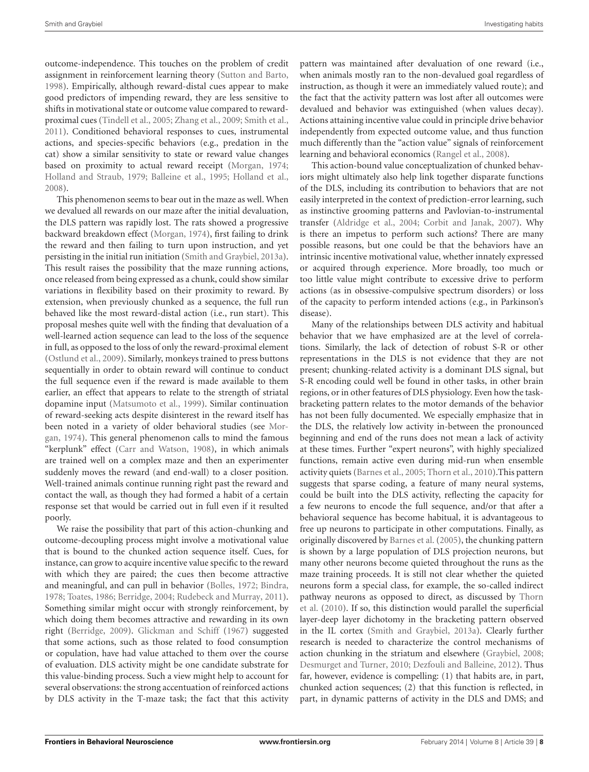outcome-independence. This touches on the problem of credit assignment in reinforcement learning theory (Sutton and Barto, 1998). Empirically, although reward-distal cues appear to make good predictors of impending reward, they are less sensitive to shifts in motivational state or outcome value compared to reward-proximal cues (Tindell et al., 2005; Zhang et al., 2009; Smith et al., 2011). Conditioned behavioral responses to cues, instrumental actions, and species-specific behaviors (e.g., predation in the cat) show a similar sensitivity to state or reward value changes based on proximity to actual reward receipt (Morgan, 1974; Holland and Straub, 1979; Balleine et al., 1995; Holland et al., 2008).

This phenomenon seems to bear out in the maze as well. When we devalued all rewards on our maze after the initial devaluation, the DLS pattern was rapidly lost. The rats showed a progressive backward breakdown effect (Morgan, 1974), first failing to drink the reward and then failing to turn upon instruction, and yet persisting in the initial run initiation (Smith and Graybiel, 2013a). This result raises the possibility that the maze running actions, once released from being expressed as a chunk, could show similar variations in flexibility based on their proximity to reward. By extension, when previously chunked as a sequence, the full run behaved like the most reward-distal action (i.e., run start). This proposal meshes quite well with the finding that devaluation of a well-learned action sequence can lead to the loss of the sequence in full, as opposed to the loss of only the reward-proximal element (Ostlund et al., 2009). Similarly, monkeys trained to press buttons sequentially in order to obtain reward will continue to conduct the full sequence even if the reward is made available to them earlier, an effect that appears to relate to the strength of striatal dopamine input (Matsumoto et al., 1999). Similar continuation of reward-seeking acts despite disinterest in the reward itself has been noted in a variety of older behavioral studies (see Morgan, 1974). This general phenomenon calls to mind the famous "kerplunk" effect (Carr and Watson, 1908), in which animals are trained well on a complex maze and then an experimenter suddenly moves the reward (and end-wall) to a closer position. Well-trained animals continue running right past the reward and contact the wall, as though they had formed a habit of a certain response set that would be carried out in full even if it resulted poorly.

We raise the possibility that part of this action-chunking and outcome-decoupling process might involve a motivational value that is bound to the chunked action sequence itself. Cues, for instance, can grow to acquire incentive value specific to the reward with which they are paired; the cues then become attractive and meaningful, and can pull in behavior (Bolles, 1972; Bindra, 1978; Toates, 1986; Berridge, 2004; Rudebeck and Murray, 2011). Something similar might occur with strongly reinforcement, by which doing them becomes attractive and rewarding in its own right (Berridge, 2009). Glickman and Schiff (1967) suggested that some actions, such as those related to food consumption or copulation, have had value attached to them over the course of evaluation. DLS activity might be one candidate substrate for this value-binding process. Such a view might help to account for several observations: the strong accentuation of reinforced actions by DLS activity in the T-maze task; the fact that this activity pattern was maintained after devaluation of one reward (i.e., when animals mostly ran to the non-devalued goal regardless of instruction, as though it were an immediately valued route); and the fact that the activity pattern was lost after all outcomes were devalued and behavior was extinguished (when values decay). Actions attaining incentive value could in principle drive behavior independently from expected outcome value, and thus function much differently than the "action value" signals of reinforcement learning and behavioral economics (Rangel et al., 2008).

This action-bound value conceptualization of chunked behaviors might ultimately also help link together disparate functions of the DLS, including its contribution to behaviors that are not easily interpreted in the context of prediction-error learning, such as instinctive grooming patterns and Pavlovian-to-instrumental transfer (Aldridge et al., 2004; Corbit and Janak, 2007). Why is there an impetus to perform such actions? There are many possible reasons, but one could be that the behaviors have an intrinsic incentive motivational value, whether innately expressed or acquired through experience. More broadly, too much or too little value might contribute to excessive drive to perform actions (as in obsessive-compulsive spectrum disorders) or loss of the capacity to perform intended actions (e.g., in Parkinson's disease).

Many of the relationships between DLS activity and habitual behavior that we have emphasized are at the level of correlations. Similarly, the lack of detection of robust S-R or other representations in the DLS is not evidence that they are not present; chunking-related activity is a dominant DLS signal, but S-R encoding could well be found in other tasks, in other brain regions, or in other features of DLS physiology. Even how the task-bracketing pattern relates to the motor demands of the behavior has not been fully documented. We especially emphasize that in the DLS, the relatively low activity in-between the pronounced beginning and end of the runs does not mean a lack of activity at these times. Further "expert neurons", with highly specialized functions, remain active even during mid-run when ensemble activity quiets (Barnes et al., 2005; Thorn et al., 2010).This pattern suggests that sparse coding, a feature of many neural systems, could be built into the DLS activity, reflecting the capacity for a few neurons to encode the full sequence, and/or that after a behavioral sequence has become habitual, it is advantageous to free up neurons to participate in other computations. Finally, as originally discovered by Barnes et al. (2005), the chunking pattern is shown by a large population of DLS projection neurons, but many other neurons become quieted throughout the runs as the maze training proceeds. It is still not clear whether the quieted neurons form a special class, for example, the so-called indirect pathway neurons as opposed to direct, as discussed by Thorn et al. (2010). If so, this distinction would parallel the superficial layer-deep layer dichotomy in the bracketing pattern observed in the IL cortex (Smith and Graybiel, 2013a). Clearly further research is needed to characterize the control mechanisms of action chunking in the striatum and elsewhere (Graybiel, 2008; Desmurget and Turner, 2010; Dezfouli and Balleine, 2012). Thus far, however, evidence is compelling: (1) that habits are, in part, chunked action sequences; (2) that this function is reflected, in part, in dynamic patterns of activity in the DLS and DMS; and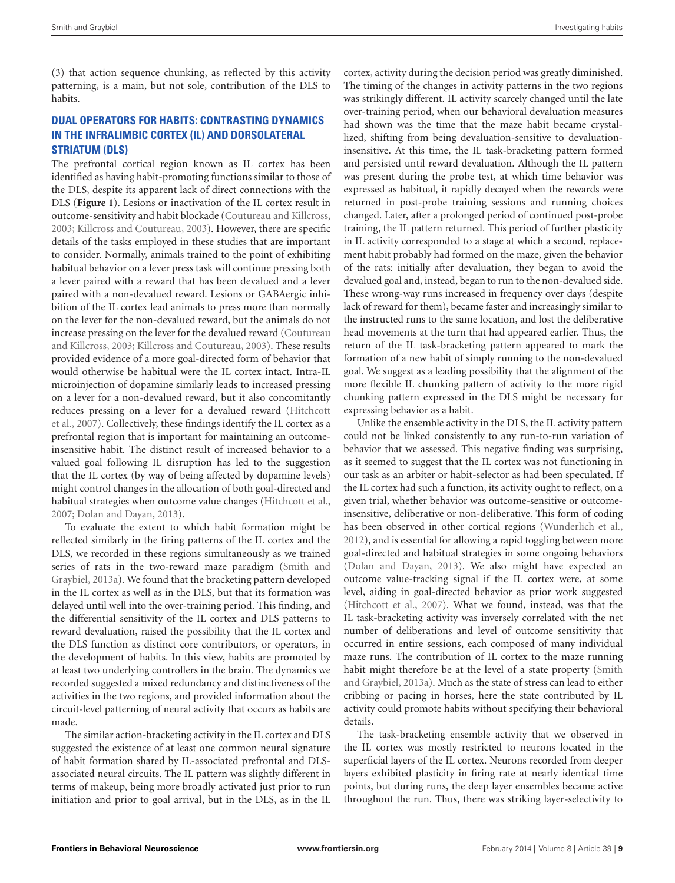(3) that action sequence chunking, as reflected by this activity patterning, is a main, but not sole, contribution of the DLS to habits.

## DUAL OPERATORS FOR HABITS: CONTRASTING DYNAMICS IN THE INFRALIMBIC CORTEX (IL) AND DORSOLATERAL STRIATUM (DLS)

The prefrontal cortical region known as IL cortex has been identified as having habit-promoting functions similar to those of the DLS, despite its apparent lack of direct connections with the DLS (**Figure 1**). Lesions or inactivation of the IL cortex result in outcome-sensitivity and habit blockade (Coutureau and Killcross, 2003; Killcross and Coutureau, 2003). However, there are specific details of the tasks employed in these studies that are important to consider. Normally, animals trained to the point of exhibiting habitual behavior on a lever press task will continue pressing both a lever paired with a reward that has been devalued and a lever paired with a non-devalued reward. Lesions or GABAergic inhibition of the IL cortex lead animals to press more than normally on the lever for the non-devalued reward, but the animals do not increase pressing on the lever for the devalued reward (Coutureau and Killcross, 2003; Killcross and Coutureau, 2003). These results provided evidence of a more goal-directed form of behavior that would otherwise be habitual were the IL cortex intact. Intra-IL microinjection of dopamine similarly leads to increased pressing on a lever for a non-devalued reward, but it also concomitantly reduces pressing on a lever for a devalued reward (Hitchcott et al., 2007). Collectively, these findings identify the IL cortex as a prefrontal region that is important for maintaining an outcome-insensitive habit. The distinct result of increased behavior to a valued goal following IL disruption has led to the suggestion that the IL cortex (by way of being affected by dopamine levels) might control changes in the allocation of both goal-directed and habitual strategies when outcome value changes (Hitchcott et al., 2007; Dolan and Dayan, 2013).

To evaluate the extent to which habit formation might be reflected similarly in the firing patterns of the IL cortex and the DLS, we recorded in these regions simultaneously as we trained series of rats in the two-reward maze paradigm (Smith and Graybiel, 2013a). We found that the bracketing pattern developed in the IL cortex as well as in the DLS, but that its formation was delayed until well into the over-training period. This finding, and the differential sensitivity of the IL cortex and DLS patterns to reward devaluation, raised the possibility that the IL cortex and the DLS function as distinct core contributors, or operators, in the development of habits. In this view, habits are promoted by at least two underlying controllers in the brain. The dynamics we recorded suggested a mixed redundancy and distinctiveness of the activities in the two regions, and provided information about the circuit-level patterning of neural activity that occurs as habits are made.

The similar action-bracketing activity in the IL cortex and DLS suggested the existence of at least one common neural signature of habit formation shared by IL-associated prefrontal and DLS-associated neural circuits. The IL pattern was slightly different in terms of makeup, being more broadly activated just prior to run initiation and prior to goal arrival, but in the DLS, as in the IL cortex, activity during the decision period was greatly diminished. The timing of the changes in activity patterns in the two regions was strikingly different. IL activity scarcely changed until the late over-training period, when our behavioral devaluation measures had shown was the time that the maze habit became crystallized, shifting from being devaluation-sensitive to devaluation-insensitive. At this time, the IL task-bracketing pattern formed and persisted until reward devaluation. Although the IL pattern was present during the probe test, at which time behavior was expressed as habitual, it rapidly decayed when the rewards were returned in post-probe training sessions and running choices changed. Later, after a prolonged period of continued post-probe training, the IL pattern returned. This period of further plasticity in IL activity corresponded to a stage at which a second, replacement habit probably had formed on the maze, given the behavior of the rats: initially after devaluation, they began to avoid the devalued goal and, instead, began to run to the non-devalued side. These wrong-way runs increased in frequency over days (despite lack of reward for them), became faster and increasingly similar to the instructed runs to the same location, and lost the deliberative head movements at the turn that had appeared earlier. Thus, the return of the IL task-bracketing pattern appeared to mark the formation of a new habit of simply running to the non-devalued goal. We suggest as a leading possibility that the alignment of the more flexible IL chunking pattern of activity to the more rigid chunking pattern expressed in the DLS might be necessary for expressing behavior as a habit.

Unlike the ensemble activity in the DLS, the IL activity pattern could not be linked consistently to any run-to-run variation of behavior that we assessed. This negative finding was surprising, as it seemed to suggest that the IL cortex was not functioning in our task as an arbiter or habit-selector as had been speculated. If the IL cortex had such a function, its activity ought to reflect, on a given trial, whether behavior was outcome-sensitive or outcome-insensitive, deliberative or non-deliberative. This form of coding has been observed in other cortical regions (Wunderlich et al., 2012), and is essential for allowing a rapid toggling between more goal-directed and habitual strategies in some ongoing behaviors (Dolan and Dayan, 2013). We also might have expected an outcome value-tracking signal if the IL cortex were, at some level, aiding in goal-directed behavior as prior work suggested (Hitchcott et al., 2007). What we found, instead, was that the IL task-bracketing activity was inversely correlated with the net number of deliberations and level of outcome sensitivity that occurred in entire sessions, each composed of many individual maze runs. The contribution of IL cortex to the maze running habit might therefore be at the level of a state property (Smith and Graybiel, 2013a). Much as the state of stress can lead to either cribbing or pacing in horses, here the state contributed by IL activity could promote habits without specifying their behavioral details.

The task-bracketing ensemble activity that we observed in the IL cortex was mostly restricted to neurons located in the superficial layers of the IL cortex. Neurons recorded from deeper layers exhibited plasticity in firing rate at nearly identical time points, but during runs, the deep layer ensembles became active throughout the run. Thus, there was striking layer-selectivity to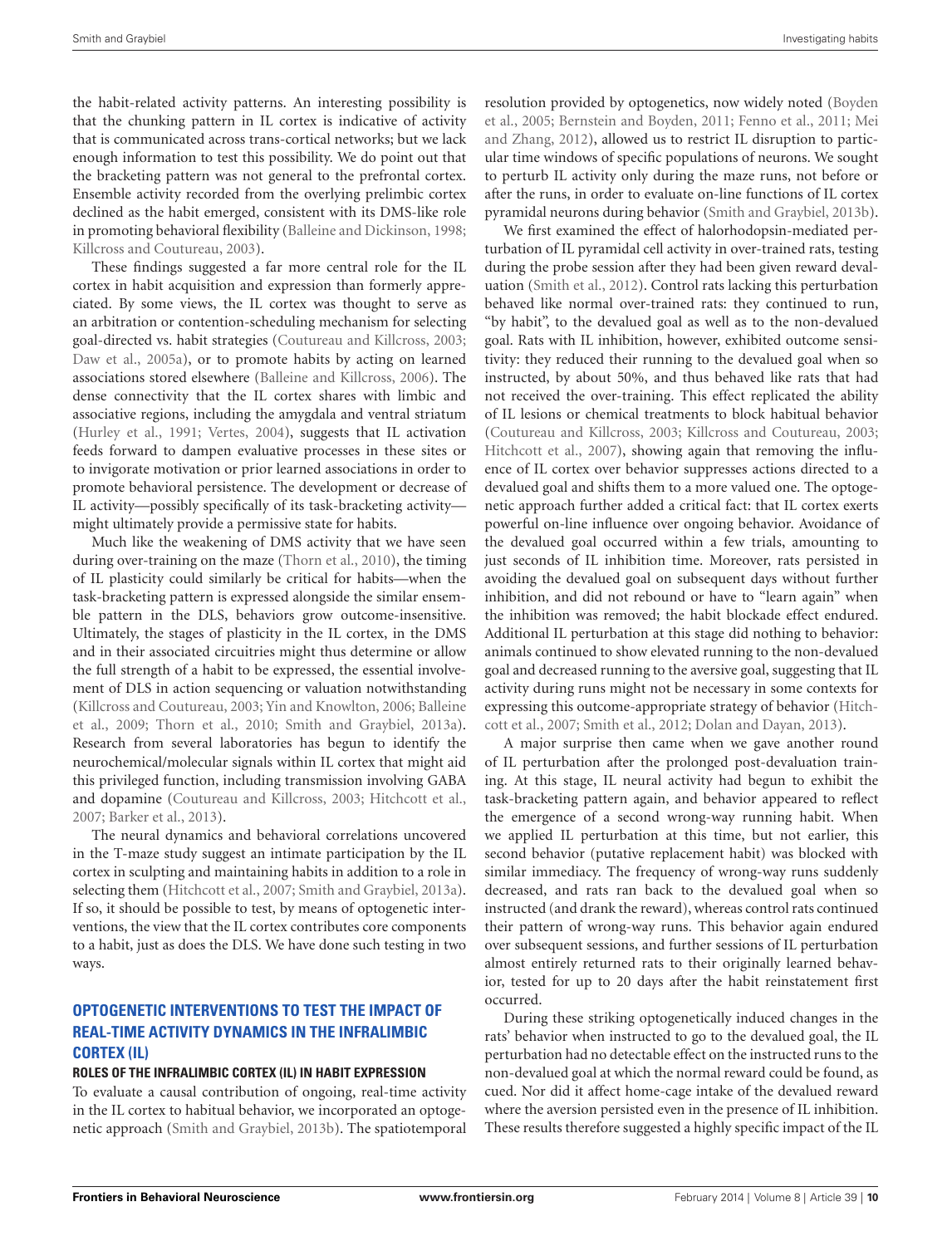the habit-related activity patterns. An interesting possibility is that the chunking pattern in IL cortex is indicative of activity that is communicated across trans-cortical networks; but we lack enough information to test this possibility. We do point out that the bracketing pattern was not general to the prefrontal cortex. Ensemble activity recorded from the overlying prelimbic cortex declined as the habit emerged, consistent with its DMS-like role in promoting behavioral flexibility (Balleine and Dickinson, 1998; Killcross and Coutureau, 2003).

These findings suggested a far more central role for the IL cortex in habit acquisition and expression than formerly appreciated. By some views, the IL cortex was thought to serve as an arbitration or contention-scheduling mechanism for selecting goal-directed vs. habit strategies (Coutureau and Killcross, 2003; Daw et al., 2005a), or to promote habits by acting on learned associations stored elsewhere (Balleine and Killcross, 2006). The dense connectivity that the IL cortex shares with limbic and associative regions, including the amygdala and ventral striatum (Hurley et al., 1991; Vertes, 2004), suggests that IL activation feeds forward to dampen evaluative processes in these sites or to invigorate motivation or prior learned associations in order to promote behavioral persistence. The development or decrease of IL activity—possibly specifically of its task-bracketing activity—might ultimately provide a permissive state for habits.

Much like the weakening of DMS activity that we have seen during over-training on the maze (Thorn et al., 2010), the timing of IL plasticity could similarly be critical for habits—when the task-bracketing pattern is expressed alongside the similar ensemble pattern in the DLS, behaviors grow outcome-insensitive. Ultimately, the stages of plasticity in the IL cortex, in the DMS and in their associated circuitries might thus determine or allow the full strength of a habit to be expressed, the essential involvement of DLS in action sequencing or valuation notwithstanding (Killcross and Coutureau, 2003; Yin and Knowlton, 2006; Balleine et al., 2009; Thorn et al., 2010; Smith and Graybiel, 2013a). Research from several laboratories has begun to identify the neurochemical/molecular signals within IL cortex that might aid this privileged function, including transmission involving GABA and dopamine (Coutureau and Killcross, 2003; Hitchcott et al., 2007; Barker et al., 2013).

The neural dynamics and behavioral correlations uncovered in the T-maze study suggest an intimate participation by the IL cortex in sculpting and maintaining habits in addition to a role in selecting them (Hitchcott et al., 2007; Smith and Graybiel, 2013a). If so, it should be possible to test, by means of optogenetic interventions, the view that the IL cortex contributes core components to a habit, just as does the DLS. We have done such testing in two ways.

## OPTOGENETIC INTERVENTIONS TO TEST THE IMPACT OF REAL-TIME ACTIVITY DYNAMICS IN THE INFRALIMBIC CORTEX (IL)

### ROLES OF THE INFRALIMBIC CORTEX (IL) IN HABIT EXPRESSION

To evaluate a causal contribution of ongoing, real-time activity in the IL cortex to habitual behavior, we incorporated an optogenetic approach (Smith and Graybiel, 2013b). The spatiotemporal resolution provided by optogenetics, now widely noted (Boyden et al., 2005; Bernstein and Boyden, 2011; Fenno et al., 2011; Mei and Zhang, 2012), allowed us to restrict IL disruption to particular time windows of specific populations of neurons. We sought to perturb IL activity only during the maze runs, not before or after the runs, in order to evaluate on-line functions of IL cortex pyramidal neurons during behavior (Smith and Graybiel, 2013b).

We first examined the effect of halorhodopsin-mediated perturbation of IL pyramidal cell activity in over-trained rats, testing during the probe session after they had been given reward devaluation (Smith et al., 2012). Control rats lacking this perturbation behaved like normal over-trained rats: they continued to run, "by habit", to the devalued goal as well as to the non-devalued goal. Rats with IL inhibition, however, exhibited outcome sensitivity: they reduced their running to the devalued goal when so instructed, by about 50%, and thus behaved like rats that had not received the over-training. This effect replicated the ability of IL lesions or chemical treatments to block habitual behavior (Coutureau and Killcross, 2003; Killcross and Coutureau, 2003; Hitchcott et al., 2007), showing again that removing the influence of IL cortex over behavior suppresses actions directed to a devalued goal and shifts them to a more valued one. The optogenetic approach further added a critical fact: that IL cortex exerts powerful on-line influence over ongoing behavior. Avoidance of the devalued goal occurred within a few trials, amounting to just seconds of IL inhibition time. Moreover, rats persisted in avoiding the devalued goal on subsequent days without further inhibition, and did not rebound or have to "learn again" when the inhibition was removed; the habit blockade effect endured. Additional IL perturbation at this stage did nothing to behavior: animals continued to show elevated running to the non-devalued goal and decreased running to the aversive goal, suggesting that IL activity during runs might not be necessary in some contexts for expressing this outcome-appropriate strategy of behavior (Hitchcott et al., 2007; Smith et al., 2012; Dolan and Dayan, 2013).

A major surprise then came when we gave another round of IL perturbation after the prolonged post-devaluation training. At this stage, IL neural activity had begun to exhibit the task-bracketing pattern again, and behavior appeared to reflect the emergence of a second wrong-way running habit. When we applied IL perturbation at this time, but not earlier, this second behavior (putative replacement habit) was blocked with similar immediacy. The frequency of wrong-way runs suddenly decreased, and rats ran back to the devalued goal when so instructed (and drank the reward), whereas control rats continued their pattern of wrong-way runs. This behavior again endured over subsequent sessions, and further sessions of IL perturbation almost entirely returned rats to their originally learned behavior, tested for up to 20 days after the habit reinstatement first occurred.

During these striking optogenetically induced changes in the rats' behavior when instructed to go to the devalued goal, the IL perturbation had no detectable effect on the instructed runs to the non-devalued goal at which the normal reward could be found, as cued. Nor did it affect home-cage intake of the devalued reward where the aversion persisted even in the presence of IL inhibition. These results therefore suggested a highly specific impact of the IL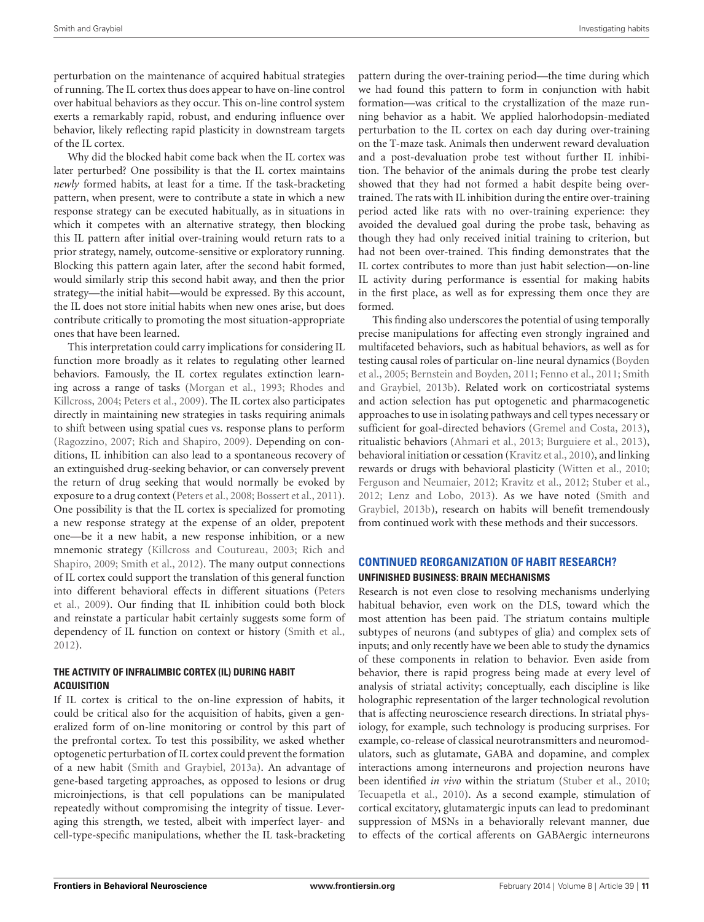perturbation on the maintenance of acquired habitual strategies of running. The IL cortex thus does appear to have on-line control over habitual behaviors as they occur. This on-line control system exerts a remarkably rapid, robust, and enduring influence over behavior, likely reflecting rapid plasticity in downstream targets of the IL cortex.

Why did the blocked habit come back when the IL cortex was later perturbed? One possibility is that the IL cortex maintains *newly* formed habits, at least for a time. If the task-bracketing pattern, when present, were to contribute a state in which a new response strategy can be executed habitually, as in situations in which it competes with an alternative strategy, then blocking this IL pattern after initial over-training would return rats to a prior strategy, namely, outcome-sensitive or exploratory running. Blocking this pattern again later, after the second habit formed, would similarly strip this second habit away, and then the prior strategy—the initial habit—would be expressed. By this account, the IL does not store initial habits when new ones arise, but does contribute critically to promoting the most situation-appropriate ones that have been learned.

This interpretation could carry implications for considering IL function more broadly as it relates to regulating other learned behaviors. Famously, the IL cortex regulates extinction learning across a range of tasks (Morgan et al., 1993; Rhodes and Killcross, 2004; Peters et al., 2009). The IL cortex also participates directly in maintaining new strategies in tasks requiring animals to shift between using spatial cues vs. response plans to perform (Ragozzino, 2007; Rich and Shapiro, 2009). Depending on conditions, IL inhibition can also lead to a spontaneous recovery of an extinguished drug-seeking behavior, or can conversely prevent the return of drug seeking that would normally be evoked by exposure to a drug context (Peters et al., 2008; Bossert et al., 2011). One possibility is that the IL cortex is specialized for promoting a new response strategy at the expense of an older, prepotent one—be it a new habit, a new response inhibition, or a new mnemonic strategy (Killcross and Coutureau, 2003; Rich and Shapiro, 2009; Smith et al., 2012). The many output connections of IL cortex could support the translation of this general function into different behavioral effects in different situations (Peters et al., 2009). Our finding that IL inhibition could both block and reinstate a particular habit certainly suggests some form of dependency of IL function on context or history (Smith et al., 2012).

### THE ACTIVITY OF INFRALIMBIC CORTEX (IL) DURING HABIT ACQUISITION

If IL cortex is critical to the on-line expression of habits, it could be critical also for the acquisition of habits, given a generalized form of on-line monitoring or control by this part of the prefrontal cortex. To test this possibility, we asked whether optogenetic perturbation of IL cortex could prevent the formation of a new habit (Smith and Graybiel, 2013a). An advantage of gene-based targeting approaches, as opposed to lesions or drug microinjections, is that cell populations can be manipulated repeatedly without compromising the integrity of tissue. Leveraging this strength, we tested, albeit with imperfect layer- and cell-type-specific manipulations, whether the IL task-bracketing pattern during the over-training period—the time during which we had found this pattern to form in conjunction with habit formation—was critical to the crystallization of the maze running behavior as a habit. We applied halorhodopsin-mediated perturbation to the IL cortex on each day during over-training on the T-maze task. Animals then underwent reward devaluation and a post-devaluation probe test without further IL inhibition. The behavior of the animals during the probe test clearly showed that they had not formed a habit despite being over-trained. The rats with IL inhibition during the entire over-training period acted like rats with no over-training experience: they avoided the devalued goal during the probe task, behaving as though they had only received initial training to criterion, but had not been over-trained. This finding demonstrates that the IL cortex contributes to more than just habit selection—on-line IL activity during performance is essential for making habits in the first place, as well as for expressing them once they are formed.

This finding also underscores the potential of using temporally precise manipulations for affecting even strongly ingrained and multifaceted behaviors, such as habitual behaviors, as well as for testing causal roles of particular on-line neural dynamics (Boyden et al., 2005; Bernstein and Boyden, 2011; Fenno et al., 2011; Smith and Graybiel, 2013b). Related work on corticostriatal systems and action selection has put optogenetic and pharmacogenetic approaches to use in isolating pathways and cell types necessary or sufficient for goal-directed behaviors (Gremel and Costa, 2013), ritualistic behaviors (Ahmari et al., 2013; Burguiere et al., 2013), behavioral initiation or cessation (Kravitz et al., 2010), and linking rewards or drugs with behavioral plasticity (Witten et al., 2010; Ferguson and Neumaier, 2012; Kravitz et al., 2012; Stuber et al., 2012; Lenz and Lobo, 2013). As we have noted (Smith and Graybiel, 2013b), research on habits will benefit tremendously from continued work with these methods and their successors.

## CONTINUED REORGANIZATION OF HABIT RESEARCH?

### UNFINISHED BUSINESS: BRAIN MECHANISMS

Research is not even close to resolving mechanisms underlying habitual behavior, even work on the DLS, toward which the most attention has been paid. The striatum contains multiple subtypes of neurons (and subtypes of glia) and complex sets of inputs; and only recently have we been able to study the dynamics of these components in relation to behavior. Even aside from behavior, there is rapid progress being made at every level of analysis of striatal activity; conceptually, each discipline is like holographic representation of the larger technological revolution that is affecting neuroscience research directions. In striatal physiology, for example, such technology is producing surprises. For example, co-release of classical neurotransmitters and neuromodulators, such as glutamate, GABA and dopamine, and complex interactions among interneurons and projection neurons have been identified *in vivo* within the striatum (Stuber et al., 2010; Tecuapetla et al., 2010). As a second example, stimulation of cortical excitatory, glutamatergic inputs can lead to predominant suppression of MSNs in a behaviorally relevant manner, due to effects of the cortical afferents on GABAergic interneurons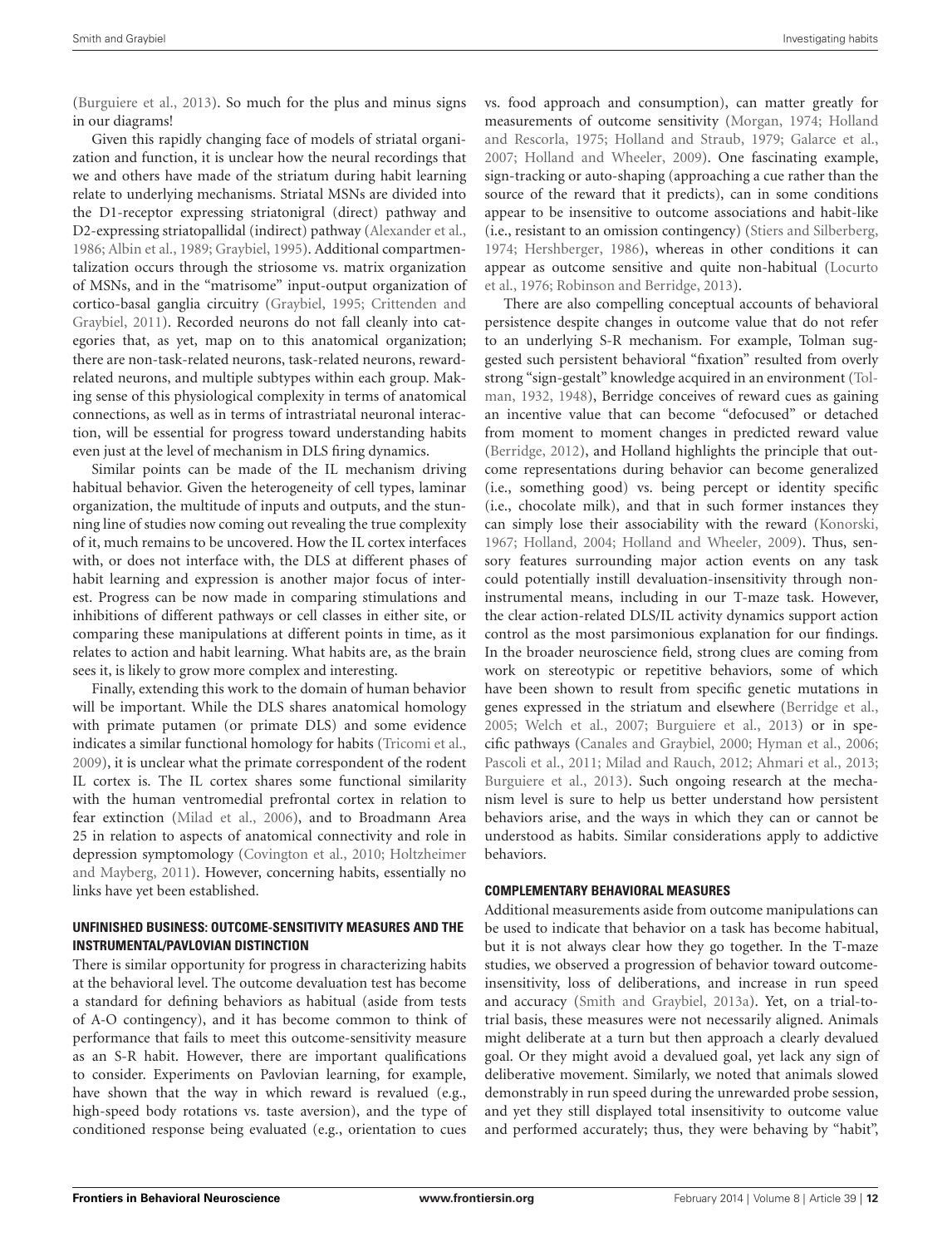(Burguiere et al., 2013). So much for the plus and minus signs in our diagrams!

Given this rapidly changing face of models of striatal organization and function, it is unclear how the neural recordings that we and others have made of the striatum during habit learning relate to underlying mechanisms. Striatal MSNs are divided into the D1-receptor expressing striatonigral (direct) pathway and D2-expressing striatopallidal (indirect) pathway (Alexander et al., 1986; Albin et al., 1989; Graybiel, 1995). Additional compartmentalization occurs through the striosome vs. matrix organization of MSNs, and in the "matrisome" input-output organization of cortico-basal ganglia circuitry (Graybiel, 1995; Crittenden and Graybiel, 2011). Recorded neurons do not fall cleanly into categories that, as yet, map on to this anatomical organization; there are non-task-related neurons, task-related neurons, reward-related neurons, and multiple subtypes within each group. Making sense of this physiological complexity in terms of anatomical connections, as well as in terms of intrastriatal neuronal interaction, will be essential for progress toward understanding habits even just at the level of mechanism in DLS firing dynamics.

Similar points can be made of the IL mechanism driving habitual behavior. Given the heterogeneity of cell types, laminar organization, the multitude of inputs and outputs, and the stunning line of studies now coming out revealing the true complexity of it, much remains to be uncovered. How the IL cortex interfaces with, or does not interface with, the DLS at different phases of habit learning and expression is another major focus of interest. Progress can be now made in comparing stimulations and inhibitions of different pathways or cell classes in either site, or comparing these manipulations at different points in time, as it relates to action and habit learning. What habits are, as the brain sees it, is likely to grow more complex and interesting.

Finally, extending this work to the domain of human behavior will be important. While the DLS shares anatomical homology with primate putamen (or primate DLS) and some evidence indicates a similar functional homology for habits (Tricomi et al., 2009), it is unclear what the primate correspondent of the rodent IL cortex is. The IL cortex shares some functional similarity with the human ventromedial prefrontal cortex in relation to fear extinction (Milad et al., 2006), and to Broadmann Area 25 in relation to aspects of anatomical connectivity and role in depression symptomology (Covington et al., 2010; Holtzheimer and Mayberg, 2011). However, concerning habits, essentially no links have yet been established.

### UNFINISHED BUSINESS: OUTCOME-SENSITIVITY MEASURES AND THE INSTRUMENTAL/PAVLOVIAN DISTINCTION

There is similar opportunity for progress in characterizing habits at the behavioral level. The outcome devaluation test has become a standard for defining behaviors as habitual (aside from tests of A-O contingency), and it has become common to think of performance that fails to meet this outcome-sensitivity measure as an S-R habit. However, there are important qualifications to consider. Experiments on Pavlovian learning, for example, have shown that the way in which reward is revalued (e.g., high-speed body rotations vs. taste aversion), and the type of conditioned response being evaluated (e.g., orientation to cues vs. food approach and consumption), can matter greatly for measurements of outcome sensitivity (Morgan, 1974; Holland and Rescorla, 1975; Holland and Straub, 1979; Galarce et al., 2007; Holland and Wheeler, 2009). One fascinating example, sign-tracking or auto-shaping (approaching a cue rather than the source of the reward that it predicts), can in some conditions appear to be insensitive to outcome associations and habit-like (i.e., resistant to an omission contingency) (Stiers and Silberberg, 1974; Hershberger, 1986), whereas in other conditions it can appear as outcome sensitive and quite non-habitual (Locurto et al., 1976; Robinson and Berridge, 2013).

There are also compelling conceptual accounts of behavioral persistence despite changes in outcome value that do not refer to an underlying S-R mechanism. For example, Tolman suggested such persistent behavioral "fixation" resulted from overly strong "sign-gestalt" knowledge acquired in an environment (Tolman, 1932, 1948), Berridge conceives of reward cues as gaining an incentive value that can become "defocused" or detached from moment to moment changes in predicted reward value (Berridge, 2012), and Holland highlights the principle that outcome representations during behavior can become generalized (i.e., something good) vs. being percept or identity specific (i.e., chocolate milk), and that in such former instances they can simply lose their associability with the reward (Konorski, 1967; Holland, 2004; Holland and Wheeler, 2009). Thus, sensory features surrounding major action events on any task could potentially instill devaluation-insensitivity through non-instrumental means, including in our T-maze task. However, the clear action-related DLS/IL activity dynamics support action control as the most parsimonious explanation for our findings. In the broader neuroscience field, strong clues are coming from work on stereotypic or repetitive behaviors, some of which have been shown to result from specific genetic mutations in genes expressed in the striatum and elsewhere (Berridge et al., 2005; Welch et al., 2007; Burguiere et al., 2013) or in specific pathways (Canales and Graybiel, 2000; Hyman et al., 2006; Pascoli et al., 2011; Milad and Rauch, 2012; Ahmari et al., 2013; Burguiere et al., 2013). Such ongoing research at the mechanism level is sure to help us better understand how persistent behaviors arise, and the ways in which they can or cannot be understood as habits. Similar considerations apply to addictive behaviors.

### COMPLEMENTARY BEHAVIORAL MEASURES

Additional measurements aside from outcome manipulations can be used to indicate that behavior on a task has become habitual, but it is not always clear how they go together. In the T-maze studies, we observed a progression of behavior toward outcome-insensitivity, loss of deliberations, and increase in run speed and accuracy (Smith and Graybiel, 2013a). Yet, on a trial-to-trial basis, these measures were not necessarily aligned. Animals might deliberate at a turn but then approach a clearly devalued goal. Or they might avoid a devalued goal, yet lack any sign of deliberative movement. Similarly, we noted that animals slowed demonstrably in run speed during the unrewarded probe session, and yet they still displayed total insensitivity to outcome value and performed accurately; thus, they were behaving by "habit",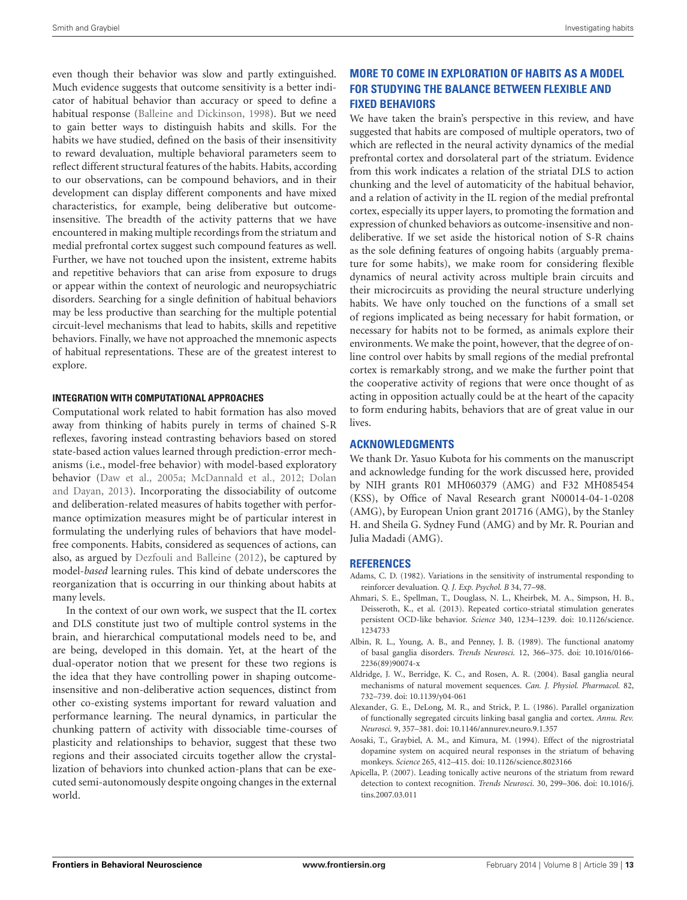even though their behavior was slow and partly extinguished. Much evidence suggests that outcome sensitivity is a better indicator of habitual behavior than accuracy or speed to define a habitual response (Balleine and Dickinson, 1998). But we need to gain better ways to distinguish habits and skills. For the habits we have studied, defined on the basis of their insensitivity to reward devaluation, multiple behavioral parameters seem to reflect different structural features of the habits. Habits, according to our observations, can be compound behaviors, and in their development can display different components and have mixed characteristics, for example, being deliberative but outcome-insensitive. The breadth of the activity patterns that we have encountered in making multiple recordings from the striatum and medial prefrontal cortex suggest such compound features as well. Further, we have not touched upon the insistent, extreme habits and repetitive behaviors that can arise from exposure to drugs or appear within the context of neurologic and neuropsychiatric disorders. Searching for a single definition of habitual behaviors may be less productive than searching for the multiple potential circuit-level mechanisms that lead to habits, skills and repetitive behaviors. Finally, we have not approached the mnemonic aspects of habitual representations. These are of the greatest interest to explore.

### INTEGRATION WITH COMPUTATIONAL APPROACHES

Computational work related to habit formation has also moved away from thinking of habits purely in terms of chained S-R reflexes, favoring instead contrasting behaviors based on stored state-based action values learned through prediction-error mechanisms (i.e., model-free behavior) with model-based exploratory behavior (Daw et al., 2005a; McDannald et al., 2012; Dolan and Dayan, 2013). Incorporating the dissociability of outcome and deliberation-related measures of habits together with performance optimization measures might be of particular interest in formulating the underlying rules of behaviors that have model-free components. Habits, considered as sequences of actions, can also, as argued by Dezfouli and Balleine (2012), be captured by model-*based* learning rules. This kind of debate underscores the reorganization that is occurring in our thinking about habits at many levels.

In the context of our own work, we suspect that the IL cortex and DLS constitute just two of multiple control systems in the brain, and hierarchical computational models need to be, and are being, developed in this domain. Yet, at the heart of the dual-operator notion that we present for these two regions is the idea that they have controlling power in shaping outcome-insensitive and non-deliberative action sequences, distinct from other co-existing systems important for reward valuation and performance learning. The neural dynamics, in particular the chunking pattern of activity with dissociable time-courses of plasticity and relationships to behavior, suggest that these two regions and their associated circuits together allow the crystallization of behaviors into chunked action-plans that can be executed semi-autonomously despite ongoing changes in the external world.

## MORE TO COME IN EXPLORATION OF HABITS AS A MODEL FOR STUDYING THE BALANCE BETWEEN FLEXIBLE AND FIXED BEHAVIORS

We have taken the brain's perspective in this review, and have suggested that habits are composed of multiple operators, two of which are reflected in the neural activity dynamics of the medial prefrontal cortex and dorsolateral part of the striatum. Evidence from this work indicates a relation of the striatal DLS to action chunking and the level of automaticity of the habitual behavior, and a relation of activity in the IL region of the medial prefrontal cortex, especially its upper layers, to promoting the formation and expression of chunked behaviors as outcome-insensitive and non-deliberative. If we set aside the historical notion of S-R chains as the sole defining features of ongoing habits (arguably premature for some habits), we make room for considering flexible dynamics of neural activity across multiple brain circuits and their microcircuits as providing the neural structure underlying habits. We have only touched on the functions of a small set of regions implicated as being necessary for habit formation, or necessary for habits not to be formed, as animals explore their environments. We make the point, however, that the degree of on-line control over habits by small regions of the medial prefrontal cortex is remarkably strong, and we make the further point that the cooperative activity of regions that were once thought of as acting in opposition actually could be at the heart of the capacity to form enduring habits, behaviors that are of great value in our lives.

## ACKNOWLEDGMENTS

We thank Dr. Yasuo Kubota for his comments on the manuscript and acknowledge funding for the work discussed here, provided by NIH grants R01 MH060379 (AMG) and F32 MH085454 (KSS), by Office of Naval Research grant N00014-04-1-0208 (AMG), by European Union grant 201716 (AMG), by the Stanley H. and Sheila G. Sydney Fund (AMG) and by Mr. R. Pourian and Julia Madadi (AMG).

## REFERENCES

Adams, C. D. (1982). Variations in the sensitivity of instrumental responding to reinforcer devaluation. *Q. J. Exp. Psychol. B* 34, 77–98.

Ahmari, S. E., Spellman, T., Douglass, N. L., Kheirbek, M. A., Simpson, H. B., Deisseroth, K., et al. (2013). Repeated cortico-striatal stimulation generates persistent OCD-like behavior. *Science* 340, 1234–1239. doi: 10.1126/science.1234733

Albin, R. L., Young, A. B., and Penney, J. B. (1989). The functional anatomy of basal ganglia disorders. *Trends Neurosci.* 12, 366–375. doi: 10.1016/0166-2236(89)90074-x

Aldridge, J. W., Berridge, K. C., and Rosen, A. R. (2004). Basal ganglia neural mechanisms of natural movement sequences. *Can. J. Physiol. Pharmacol.* 82, 732–739. doi: 10.1139/y04-061

Alexander, G. E., DeLong, M. R., and Strick, P. L. (1986). Parallel organization of functionally segregated circuits linking basal ganglia and cortex. *Annu. Rev. Neurosci.* 9, 357–381. doi: 10.1146/annurev.neuro.9.1.357

Aosaki, T., Graybiel, A. M., and Kimura, M. (1994). Effect of the nigrostriatal dopamine system on acquired neural responses in the striatum of behaving monkeys. *Science* 265, 412–415. doi: 10.1126/science.8023166

Apicella, P. (2007). Leading tonically active neurons of the striatum from reward detection to context recognition. *Trends Neurosci.* 30, 299–306. doi: 10.1016/j.tins.2007.03.011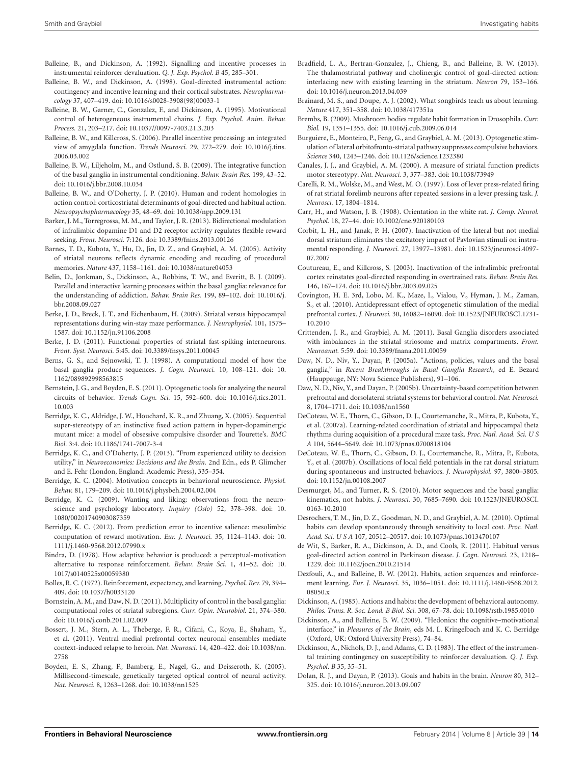Balleine, B., and Dickinson, A. (1992). Signalling and incentive processes in instrumental reinforcer devaluation. *Q. J. Exp. Psychol. B* 45, 285–301.

Balleine, B. W., and Dickinson, A. (1998). Goal-directed instrumental action: contingency and incentive learning and their cortical substrates. *Neuropharmacology* 37, 407–419. doi: 10.1016/s0028-3908(98)00033-1

Balleine, B. W., Garner, C., Gonzalez, F., and Dickinson, A. (1995). Motivational control of heterogeneous instrumental chains. *J. Exp. Psychol. Anim. Behav. Process.* 21, 203–217. doi: 10.1037//0097-7403.21.3.203

Balleine, B. W., and Killcross, S. (2006). Parallel incentive processing: an integrated view of amygdala function. *Trends Neurosci.* 29, 272–279. doi: 10.1016/j.tins.2006.03.002

Balleine, B. W., Liljeholm, M., and Ostlund, S. B. (2009). The integrative function of the basal ganglia in instrumental conditioning. *Behav. Brain Res.* 199, 43–52. doi: 10.1016/j.bbr.2008.10.034

Balleine, B. W., and O'Doherty, J. P. (2010). Human and rodent homologies in action control: corticostriatal determinants of goal-directed and habitual action. *Neuropsychopharmacology* 35, 48–69. doi: 10.1038/npp.2009.131

Barker, J. M., Torregrossa, M. M., and Taylor, J. R. (2013). Bidirectional modulation of infralimbic dopamine D1 and D2 receptor activity regulates flexible reward seeking. *Front. Neurosci.* 7:126. doi: 10.3389/fnins.2013.00126

Barnes, T. D., Kubota, Y., Hu, D., Jin, D. Z., and Graybiel, A. M. (2005). Activity of striatal neurons reflects dynamic encoding and recoding of procedural memories. *Nature* 437, 1158–1161. doi: 10.1038/nature04053

Belin, D., Jonkman, S., Dickinson, A., Robbins, T. W., and Everitt, B. J. (2009). Parallel and interactive learning processes within the basal ganglia: relevance for the understanding of addiction. *Behav. Brain Res.* 199, 89–102. doi: 10.1016/j.bbr.2008.09.027

Berke, J. D., Breck, J. T., and Eichenbaum, H. (2009). Striatal versus hippocampal representations during win-stay maze performance. *J. Neurophysiol.* 101, 1575–1587. doi: 10.1152/jn.91106.2008

Berke, J. D. (2011). Functional properties of striatal fast-spiking interneurons. *Front. Syst. Neurosci.* 5:45. doi: 10.3389/fnsys.2011.00045

Berns, G. S., and Sejnowski, T. J. (1998). A computational model of how the basal ganglia produce sequences. *J. Cogn. Neurosci.* 10, 108–121. doi: 10.1162/089892998563815

Bernstein, J. G., and Boyden, E. S. (2011). Optogenetic tools for analyzing the neural circuits of behavior. *Trends Cogn. Sci.* 15, 592–600. doi: 10.1016/j.tics.2011.10.003

Berridge, K. C., Aldridge, J. W., Houchard, K. R., and Zhuang, X. (2005). Sequential super-stereotypy of an instinctive fixed action pattern in hyper-dopaminergic mutant mice: a model of obsessive compulsive disorder and Tourette's. *BMC Biol.* 3:4. doi: 10.1186/1741-7007-3-4

Berridge, K. C., and O'Doherty, J. P. (2013). "From experienced utility to decision utility," in *Neuroeconomics: Decisions and the Brain.* 2nd Edn., eds P. Glimcher and E. Fehr (London, England: Academic Press), 335–354.

Berridge, K. C. (2004). Motivation concepts in behavioral neuroscience. *Physiol. Behav.* 81, 179–209. doi: 10.1016/j.physbeh.2004.02.004

Berridge, K. C. (2009). Wanting and liking: observations from the neuroscience and psychology laboratory. *Inquiry (Oslo)* 52, 378–398. doi: 10.1080/00201740903087359

Berridge, K. C. (2012). From prediction error to incentive salience: mesolimbic computation of reward motivation. *Eur. J. Neurosci.* 35, 1124–1143. doi: 10.1111/j.1460-9568.2012.07990.x

Bindra, D. (1978). How adaptive behavior is produced: a perceptual-motivation alternative to response reinforcement. *Behav. Brain Sci.* 1, 41–52. doi: 10.1017/s0140525x00059380

Bolles, R. C. (1972). Reinforcement, expectancy, and learning. *Psychol. Rev.* 79, 394–409. doi: 10.1037/h0033120

Bornstein, A. M., and Daw, N. D. (2011). Multiplicity of control in the basal ganglia: computational roles of striatal subregions. *Curr. Opin. Neurobiol.* 21, 374–380. doi: 10.1016/j.conb.2011.02.009

Bossert, J. M., Stern, A. L., Theberge, F. R., Cifani, C., Koya, E., Shaham, Y., et al. (2011). Ventral medial prefrontal cortex neuronal ensembles mediate context-induced relapse to heroin. *Nat. Neurosci.* 14, 420–422. doi: 10.1038/nn.2758

Boyden, E. S., Zhang, F., Bamberg, E., Nagel, G., and Deisseroth, K. (2005). Millisecond-timescale, genetically targeted optical control of neural activity. *Nat. Neurosci.* 8, 1263–1268. doi: 10.1038/nn1525

Bradfield, L. A., Bertran-Gonzalez, J., Chieng, B., and Balleine, B. W. (2013). The thalamostriatal pathway and cholinergic control of goal-directed action: interlacing new with existing learning in the striatum. *Neuron* 79, 153–166. doi: 10.1016/j.neuron.2013.04.039

Brainard, M. S., and Doupe, A. J. (2002). What songbirds teach us about learning. *Nature* 417, 351–358. doi: 10.1038/417351a

Brembs, B. (2009). Mushroom bodies regulate habit formation in Drosophila. *Curr. Biol.* 19, 1351–1355. doi: 10.1016/j.cub.2009.06.014

Burguiere, E., Monteiro, P., Feng, G., and Graybiel, A. M. (2013). Optogenetic stimulation of lateral orbitofronto-striatal pathway suppresses compulsive behaviors. *Science* 340, 1243–1246. doi: 10.1126/science.1232380

Canales, J. J., and Graybiel, A. M. (2000). A measure of striatal function predicts motor stereotypy. *Nat. Neurosci.* 3, 377–383. doi: 10.1038/73949

Carelli, R. M., Wolske, M., and West, M. O. (1997). Loss of lever press-related firing of rat striatal forelimb neurons after repeated sessions in a lever pressing task. *J. Neurosci.* 17, 1804–1814.

Carr, H., and Watson, J. B. (1908). Orientation in the white rat. *J. Comp. Neurol. Psychol.* 18, 27–44. doi: 10.1002/cne.920180103

Corbit, L. H., and Janak, P. H. (2007). Inactivation of the lateral but not medial dorsal striatum eliminates the excitatory impact of Pavlovian stimuli on instrumental responding. *J. Neurosci.* 27, 13977–13981. doi: 10.1523/jneurosci.4097-07.2007

Coutureau, E., and Killcross, S. (2003). Inactivation of the infralimbic prefrontal cortex reinstates goal-directed responding in overtrained rats. *Behav. Brain Res.* 146, 167–174. doi: 10.1016/j.bbr.2003.09.025

Covington, H. E. 3rd, Lobo, M. K., Maze, I., Vialou, V., Hyman, J. M., Zaman, S., et al. (2010). Antidepressant effect of optogenetic stimulation of the medial prefrontal cortex. *J. Neurosci.* 30, 16082–16090. doi: 10.1523/JNEUROSCI.1731-10.2010

Crittenden, J. R., and Graybiel, A. M. (2011). Basal Ganglia disorders associated with imbalances in the striatal striosome and matrix compartments. *Front. Neuroanat.* 5:59. doi: 10.3389/fnana.2011.00059

Daw, N. D., Niv, Y., Dayan, P. (2005a). "Actions, policies, values and the basal ganglia," in *Recent Breakthroughs in Basal Ganglia Research*, ed E. Bezard (Hauppauge, NY: Nova Science Publishers), 91–106.

Daw, N. D., Niv, Y., and Dayan, P. (2005b). Uncertainty-based competition between prefrontal and dorsolateral striatal systems for behavioral control. *Nat. Neurosci.* 8, 1704–1711. doi: 10.1038/nn1560

DeCoteau, W. E., Thorn, C., Gibson, D. J., Courtemanche, R., Mitra, P., Kubota, Y., et al. (2007a). Learning-related coordination of striatal and hippocampal theta rhythms during acquisition of a procedural maze task. *Proc. Natl. Acad. Sci. U S A* 104, 5644–5649. doi: 10.1073/pnas.0700818104

DeCoteau, W. E., Thorn, C., Gibson, D. J., Courtemanche, R., Mitra, P., Kubota, Y., et al. (2007b). Oscillations of local field potentials in the rat dorsal striatum during spontaneous and instructed behaviors. *J. Neurophysiol.* 97, 3800–3805. doi: 10.1152/jn.00108.2007

Desmurget, M., and Turner, R. S. (2010). Motor sequences and the basal ganglia: kinematics, not habits. *J. Neurosci.* 30, 7685–7690. doi: 10.1523/JNEUROSCI.0163-10.2010

Desrochers, T. M., Jin, D. Z., Goodman, N. D., and Graybiel, A. M. (2010). Optimal habits can develop spontaneously through sensitivity to local cost. *Proc. Natl. Acad. Sci. U S A* 107, 20512–20517. doi: 10.1073/pnas.1013470107

de Wit, S., Barker, R. A., Dickinson, A. D., and Cools, R. (2011). Habitual versus goal-directed action control in Parkinson disease. *J. Cogn. Neurosci.* 23, 1218–1229. doi: 10.1162/jocn.2010.21514

Dezfouli, A., and Balleine, B. W. (2012). Habits, action sequences and reinforcement learning. *Eur. J. Neurosci.* 35, 1036–1051. doi: 10.1111/j.1460-9568.2012.08050.x

Dickinson, A. (1985). Actions and habits: the development of behavioral autonomy. *Philos. Trans. R. Soc. Lond. B Biol. Sci.* 308, 67–78. doi: 10.1098/rstb.1985.0010

Dickinson, A., and Balleine, B. W. (2009). "Hedonics: the cognitive–motivational interface," in *Pleasures of the Brain*, eds M. L. Kringelbach and K. C. Berridge (Oxford, UK: Oxford University Press), 74–84.

Dickinson, A., Nichols, D. J., and Adams, C. D. (1983). The effect of the instrumental training contingency on susceptibility to reinforcer devaluation. *Q. J. Exp. Psychol. B* 35, 35–51.

Dolan, R. J., and Dayan, P. (2013). Goals and habits in the brain. *Neuron* 80, 312–325. doi: 10.1016/j.neuron.2013.09.007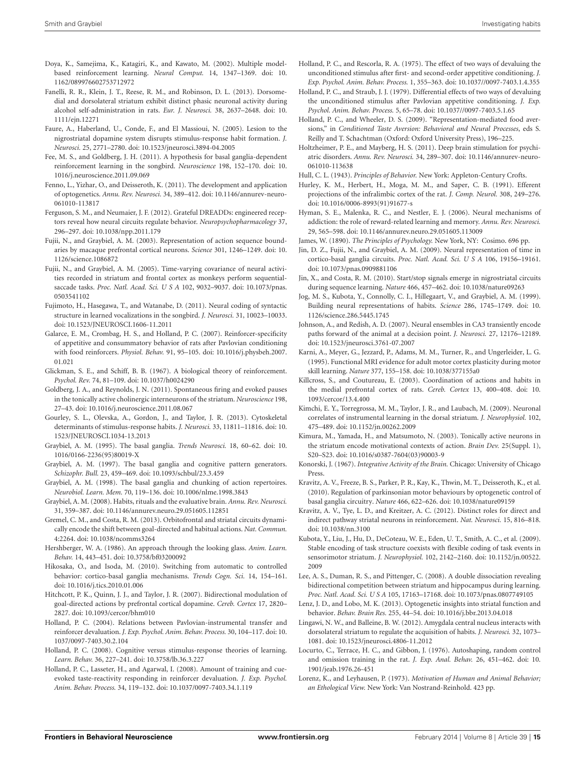Doya, K., Samejima, K., Katagiri, K., and Kawato, M. (2002). Multiple model-based reinforcement learning. *Neural Comput.* 14, 1347–1369. doi: 10.1162/089976602753712972

Fanelli, R. R., Klein, J. T., Reese, R. M., and Robinson, D. L. (2013). Dorsomedial and dorsolateral striatum exhibit distinct phasic neuronal activity during alcohol self-administration in rats. *Eur. J. Neurosci.* 38, 2637–2648. doi: 10.1111/ejn.12271

Faure, A., Haberland, U., Conde, F., and El Massioui, N. (2005). Lesion to the nigrostriatal dopamine system disrupts stimulus-response habit formation. *J. Neurosci.* 25, 2771–2780. doi: 10.1523/jneurosci.3894-04.2005

Fee, M. S., and Goldberg, J. H. (2011). A hypothesis for basal ganglia-dependent reinforcement learning in the songbird. *Neuroscience* 198, 152–170. doi: 10.1016/j.neuroscience.2011.09.069

Fenno, L., Yizhar, O., and Deisseroth, K. (2011). The development and application of optogenetics. *Annu. Rev. Neurosci.* 34, 389–412. doi: 10.1146/annurev-neuro-061010-113817

Ferguson, S. M., and Neumaier, J. F. (2012). Grateful DREADDs: engineered receptors reveal how neural circuits regulate behavior. *Neuropsychopharmacology* 37, 296–297. doi: 10.1038/npp.2011.179

Fujii, N., and Graybiel, A. M. (2003). Representation of action sequence boundaries by macaque prefrontal cortical neurons. *Science* 301, 1246–1249. doi: 10.1126/science.1086872

Fujii, N., and Graybiel, A. M. (2005). Time-varying covariance of neural activities recorded in striatum and frontal cortex as monkeys perform sequential-saccade tasks. *Proc. Natl. Acad. Sci. U S A* 102, 9032–9037. doi: 10.1073/pnas.0503541102

Fujimoto, H., Hasegawa, T., and Watanabe, D. (2011). Neural coding of syntactic structure in learned vocalizations in the songbird. *J. Neurosci.* 31, 10023–10033. doi: 10.1523/JNEUROSCI.1606-11.2011

Galarce, E. M., Crombag, H. S., and Holland, P. C. (2007). Reinforcer-specificity of appetitive and consummatory behavior of rats after Pavlovian conditioning with food reinforcers. *Physiol. Behav.* 91, 95–105. doi: 10.1016/j.physbeh.2007.01.021

Glickman, S. E., and Schiff, B. B. (1967). A biological theory of reinforcement. *Psychol. Rev.* 74, 81–109. doi: 10.1037/h0024290

Goldberg, J. A., and Reynolds, J. N. (2011). Spontaneous firing and evoked pauses in the tonically active cholinergic interneurons of the striatum. *Neuroscience* 198, 27–43. doi: 10.1016/j.neuroscience.2011.08.067

Gourley, S. L., Olevska, A., Gordon, J., and Taylor, J. R. (2013). Cytoskeletal determinants of stimulus-response habits. *J. Neurosci.* 33, 11811–11816. doi: 10.1523/JNEUROSCI.1034-13.2013

Graybiel, A. M. (1995). The basal ganglia. *Trends Neurosci.* 18, 60–62. doi: 10.1016/0166-2236(95)80019-X

Graybiel, A. M. (1997). The basal ganglia and cognitive pattern generators. *Schizophr. Bull.* 23, 459–469. doi: 10.1093/schbul/23.3.459

Graybiel, A. M. (1998). The basal ganglia and chunking of action repertoires. *Neurobiol. Learn. Mem.* 70, 119–136. doi: 10.1006/nlme.1998.3843

Graybiel, A. M. (2008). Habits, rituals and the evaluative brain. *Annu. Rev. Neurosci.* 31, 359–387. doi: 10.1146/annurev.neuro.29.051605.112851

Gremel, C. M., and Costa, R. M. (2013). Orbitofrontal and striatal circuits dynamically encode the shift between goal-directed and habitual actions. *Nat. Commun.* 4:2264. doi: 10.1038/ncomms3264

Hershberger, W. A. (1986). An approach through the looking glass. *Anim. Learn. Behav.* 14, 443–451. doi: 10.3758/bf03200092

Hikosaka, O., and Isoda, M. (2010). Switching from automatic to controlled behavior: cortico-basal ganglia mechanisms. *Trends Cogn. Sci.* 14, 154–161. doi: 10.1016/j.tics.2010.01.006

Hitchcott, P. K., Quinn, J. J., and Taylor, J. R. (2007). Bidirectional modulation of goal-directed actions by prefrontal cortical dopamine. *Cereb. Cortex* 17, 2820–2827. doi: 10.1093/cercor/bhm010

Holland, P. C. (2004). Relations between Pavlovian-instrumental transfer and reinforcer devaluation. *J. Exp. Psychol. Anim. Behav. Process.* 30, 104–117. doi: 10.1037/0097-7403.30.2.104

Holland, P. C. (2008). Cognitive versus stimulus-response theories of learning. *Learn. Behav.* 36, 227–241. doi: 10.3758/lb.36.3.227

Holland, P. C., Lasseter, H., and Agarwal, I. (2008). Amount of training and cue-evoked taste-reactivity responding in reinforcer devaluation. *J. Exp. Psychol. Anim. Behav. Process.* 34, 119–132. doi: 10.1037/0097-7403.34.1.119

Holland, P. C., and Rescorla, R. A. (1975). The effect of two ways of devaluing the unconditioned stimulus after first- and second-order appetitive conditioning. *J. Exp. Psychol. Anim. Behav. Process.* 1, 355–363. doi: 10.1037//0097-7403.1.4.355

Holland, P. C., and Straub, J. J. (1979). Differential effects of two ways of devaluing the unconditioned stimulus after Pavlovian appetitive conditioning. *J. Exp. Psychol. Anim. Behav. Process.* 5, 65–78. doi: 10.1037//0097-7403.5.1.65

Holland, P. C., and Wheeler, D. S. (2009). "Representation-mediated food aversions," in *Conditioned Taste Aversion: Behavioral and Neural Processes*, eds S. Reilly and T. Schachtman (Oxford: Oxford University Press), 196–225.

Holtzheimer, P. E., and Mayberg, H. S. (2011). Deep brain stimulation for psychiatric disorders. *Annu. Rev. Neurosci.* 34, 289–307. doi: 10.1146/annurev-neuro-061010-113638

Hull, C. L. (1943). *Principles of Behavior.* New York: Appleton-Century Crofts.

Hurley, K. M., Herbert, H., Moga, M. M., and Saper, C. B. (1991). Efferent projections of the infralimbic cortex of the rat. *J. Comp. Neurol.* 308, 249–276. doi: 10.1016/0006-8993(91)91677-s

Hyman, S. E., Malenka, R. C., and Nestler, E. J. (2006). Neural mechanisms of addiction: the role of reward-related learning and memory. *Annu. Rev. Neurosci.* 29, 565–598. doi: 10.1146/annurev.neuro.29.051605.113009

James, W. (1890). *The Principles of Psychology.* New York, NY: Cosimo. 696 pp.

Jin, D. Z., Fujii, N., and Graybiel, A. M. (2009). Neural representation of time in cortico-basal ganglia circuits. *Proc. Natl. Acad. Sci. U S A* 106, 19156–19161. doi: 10.1073/pnas.0909881106

Jin, X., and Costa, R. M. (2010). Start/stop signals emerge in nigrostriatal circuits during sequence learning. *Nature* 466, 457–462. doi: 10.1038/nature09263

Jog, M. S., Kubota, Y., Connolly, C. I., Hillegaart, V., and Graybiel, A. M. (1999). Building neural representations of habits. *Science* 286, 1745–1749. doi: 10.1126/science.286.5445.1745

Johnson, A., and Redish, A. D. (2007). Neural ensembles in CA3 transiently encode paths forward of the animal at a decision point. *J. Neurosci.* 27, 12176–12189. doi: 10.1523/jneurosci.3761-07.2007

Karni, A., Meyer, G., Jezzard, P., Adams, M. M., Turner, R., and Ungerleider, L. G. (1995). Functional MRI evidence for adult motor cortex plasticity during motor skill learning. *Nature* 377, 155–158. doi: 10.1038/377155a0

Killcross, S., and Coutureau, E. (2003). Coordination of actions and habits in the medial prefrontal cortex of rats. *Cereb. Cortex* 13, 400–408. doi: 10.1093/cercor/13.4.400

Kimchi, E. Y., Torregrossa, M. M., Taylor, J. R., and Laubach, M. (2009). Neuronal correlates of instrumental learning in the dorsal striatum. *J. Neurophysiol.* 102, 475–489. doi: 10.1152/jn.00262.2009

Kimura, M., Yamada, H., and Matsumoto, N. (2003). Tonically active neurons in the striatum encode motivational contexts of action. *Brain Dev.* 25(Suppl. 1), S20–S23. doi: 10.1016/s0387-7604(03)90003-9

Konorski, J. (1967). *Integrative Activity of the Brain.* Chicago: University of Chicago Press.

Kravitz, A. V., Freeze, B. S., Parker, P. R., Kay, K., Thwin, M. T., Deisseroth, K., et al. (2010). Regulation of parkinsonian motor behaviours by optogenetic control of basal ganglia circuitry. *Nature* 466, 622–626. doi: 10.1038/nature09159

Kravitz, A. V., Tye, L. D., and Kreitzer, A. C. (2012). Distinct roles for direct and indirect pathway striatal neurons in reinforcement. *Nat. Neurosci.* 15, 816–818. doi: 10.1038/nn.3100

Kubota, Y., Liu, J., Hu, D., DeCoteau, W. E., Eden, U. T., Smith, A. C., et al. (2009). Stable encoding of task structure coexists with flexible coding of task events in sensorimotor striatum. *J. Neurophysiol.* 102, 2142–2160. doi: 10.1152/jn.00522.2009

Lee, A. S., Duman, R. S., and Pittenger, C. (2008). A double dissociation revealing bidirectional competition between striatum and hippocampus during learning. *Proc. Natl. Acad. Sci. U S A* 105, 17163–17168. doi: 10.1073/pnas.0807749105

Lenz, J. D., and Lobo, M. K. (2013). Optogenetic insights into striatal function and behavior. *Behav. Brain Res.* 255, 44–54. doi: 10.1016/j.bbr.2013.04.018

Lingawi, N. W., and Balleine, B. W. (2012). Amygdala central nucleus interacts with dorsolateral striatum to regulate the acquisition of habits. *J. Neurosci.* 32, 1073–1081. doi: 10.1523/jneurosci.4806-11.2012

Locurto, C., Terrace, H. C., and Gibbon, J. (1976). Autoshaping, random control and omission training in the rat. *J. Exp. Anal. Behav.* 26, 451–462. doi: 10.1901/jeab.1976.26-451

Lorenz, K., and Leyhausen, P. (1973). *Motivation of Human and Animal Behavior; an Ethological View.* New York: Van Nostrand-Reinhold. 423 pp.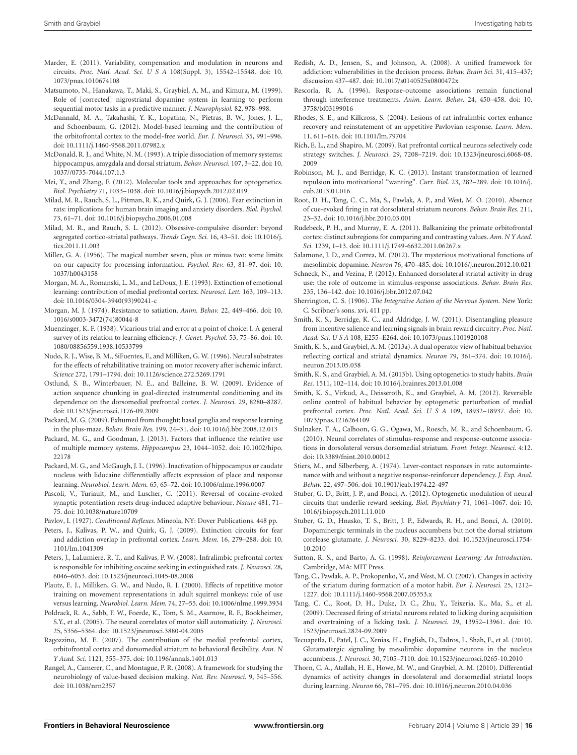Marder, E. (2011). Variability, compensation and modulation in neurons and circuits. *Proc. Natl. Acad. Sci. U S A* 108(Suppl. 3), 15542–15548. doi: 10.1073/pnas.1010674108

Matsumoto, N., Hanakawa, T., Maki, S., Graybiel, A. M., and Kimura, M. (1999). Role of [corrected] nigrostriatal dopamine system in learning to perform sequential motor tasks in a predictive manner. *J. Neurophysiol.* 82, 978–998.

McDannald, M. A., Takahashi, Y. K., Lopatina, N., Pietras, B. W., Jones, J. L., and Schoenbaum, G. (2012). Model-based learning and the contribution of the orbitofrontal cortex to the model-free world. *Eur. J. Neurosci.* 35, 991–996. doi: 10.1111/j.1460-9568.2011.07982.x

McDonald, R. J., and White, N. M. (1993). A triple dissociation of memory systems: hippocampus, amygdala and dorsal striatum. *Behav. Neurosci.* 107, 3–22. doi: 10.1037//0735-7044.107.1.3

Mei, Y., and Zhang, F. (2012). Molecular tools and approaches for optogenetics. *Biol. Psychiatry* 71, 1033–1038. doi: 10.1016/j.biopsych.2012.02.019

Milad, M. R., Rauch, S. L., Pitman, R. K., and Quirk, G. J. (2006). Fear extinction in rats: implications for human brain imaging and anxiety disorders. *Biol. Psychol.* 73, 61–71. doi: 10.1016/j.biopsycho.2006.01.008

Milad, M. R., and Rauch, S. L. (2012). Obsessive-compulsive disorder: beyond segregated cortico-striatal pathways. *Trends Cogn. Sci.* 16, 43–51. doi: 10.1016/j.tics.2011.11.003

Miller, G. A. (1956). The magical number seven, plus or minus two: some limits on our capacity for processing information. *Psychol. Rev.* 63, 81–97. doi: 10.1037/h0043158

Morgan, M. A., Romanski, L. M., and LeDoux, J. E. (1993). Extinction of emotional learning: contribution of medial prefrontal cortex. *Neurosci. Lett.* 163, 109–113. doi: 10.1016/0304-3940(93)90241-c

Morgan, M. J. (1974). Resistance to satiation. *Anim. Behav.* 22, 449–466. doi: 10.1016/s0003-3472(74)80044-8

Muenzinger, K. F. (1938). Vicarious trial and error at a point of choice: I. A general survey of its relation to learning efficiency. *J. Genet. Psychol.* 53, 75–86. doi: 10.1080/08856559.1938.10533799

Nudo, R. J., Wise, B. M., SiFuentes, F., and Milliken, G. W. (1996). Neural substrates for the effects of rehabilitative training on motor recovery after ischemic infarct. *Science* 272, 1791–1794. doi: 10.1126/science.272.5269.1791

Ostlund, S. B., Winterbauer, N. E., and Balleine, B. W. (2009). Evidence of action sequence chunking in goal-directed instrumental conditioning and its dependence on the dorsomedial prefrontal cortex. *J. Neurosci.* 29, 8280–8287. doi: 10.1523/jneurosci.1176-09.2009

Packard, M. G. (2009). Exhumed from thought: basal ganglia and response learning in the plus-maze. *Behav. Brain Res.* 199, 24–31. doi: 10.1016/j.bbr.2008.12.013

Packard, M. G., and Goodman, J. (2013). Factors that influence the relative use of multiple memory systems. *Hippocampus* 23, 1044–1052. doi: 10.1002/hipo.22178

Packard, M. G., and McGaugh, J. L. (1996). Inactivation of hippocampus or caudate nucleus with lidocaine differentially affects expression of place and response learning. *Neurobiol. Learn. Mem.* 65, 65–72. doi: 10.1006/nlme.1996.0007

Pascoli, V., Turiault, M., and Luscher, C. (2011). Reversal of cocaine-evoked synaptic potentiation resets drug-induced adaptive behaviour. *Nature* 481, 71–75. doi: 10.1038/nature10709

Pavlov, I. (1927). *Conditioned Reflexes.* Mineola, NY: Dover Publications. 448 pp.

Peters, J., Kalivas, P. W., and Quirk, G. J. (2009). Extinction circuits for fear and addiction overlap in prefrontal cortex. *Learn. Mem.* 16, 279–288. doi: 10.1101/lm.1041309

Peters, J., LaLumiere, R. T., and Kalivas, P. W. (2008). Infralimbic prefrontal cortex is responsible for inhibiting cocaine seeking in extinguished rats. *J. Neurosci.* 28, 6046–6053. doi: 10.1523/jneurosci.1045-08.2008

Plautz, E. J., Milliken, G. W., and Nudo, R. J. (2000). Effects of repetitive motor training on movement representations in adult squirrel monkeys: role of use versus learning. *Neurobiol. Learn. Mem.* 74, 27–55. doi: 10.1006/nlme.1999.3934

Poldrack, R. A., Sabb, F. W., Foerde, K., Tom, S. M., Asarnow, R. F., Bookheimer, S.Y., et al. (2005). The neural correlates of motor skill automaticity. *J. Neurosci.* 25, 5356–5364. doi: 10.1523/jneurosci.3880-04.2005

Ragozzino, M. E. (2007). The contribution of the medial prefrontal cortex, orbitofrontal cortex and dorsomedial striatum to behavioral flexibility. *Ann. N Y Acad. Sci.* 1121, 355–375. doi: 10.1196/annals.1401.013

Rangel, A., Camerer, C., and Montague, P. R. (2008). A framework for studying the neurobiology of value-based decision making. *Nat. Rev. Neurosci.* 9, 545–556. doi: 10.1038/nrn2357

Redish, A. D., Jensen, S., and Johnson, A. (2008). A unified framework for addiction: vulnerabilities in the decision process. *Behav. Brain Sci.* 31, 415–437; discussion 437–487. doi: 10.1017/s0140525x0800472x

Rescorla, R. A. (1996). Response-outcome associations remain functional through interference treatments. *Anim. Learn. Behav.* 24, 450–458. doi: 10.3758/bf03199016

Rhodes, S. E., and Killcross, S. (2004). Lesions of rat infralimbic cortex enhance recovery and reinstatement of an appetitive Pavlovian response. *Learn. Mem.* 11, 611–616. doi: 10.1101/lm.79704

Rich, E. L., and Shapiro, M. (2009). Rat prefrontal cortical neurons selectively code strategy switches. *J. Neurosci.* 29, 7208–7219. doi: 10.1523/jneurosci.6068-08.2009

Robinson, M. J., and Berridge, K. C. (2013). Instant transformation of learned repulsion into motivational "wanting". *Curr. Biol.* 23, 282–289. doi: 10.1016/j.cub.2013.01.016

Root, D. H., Tang, C. C., Ma, S., Pawlak, A. P., and West, M. O. (2010). Absence of cue-evoked firing in rat dorsolateral striatum neurons. *Behav. Brain Res.* 211, 23–32. doi: 10.1016/j.bbr.2010.03.001

Rudebeck, P. H., and Murray, E. A. (2011). Balkanizing the primate orbitofrontal cortex: distinct subregions for comparing and contrasting values. *Ann. N Y Acad. Sci.* 1239, 1–13. doi: 10.1111/j.1749-6632.2011.06267.x

Salamone, J. D., and Correa, M. (2012). The mysterious motivational functions of mesolimbic dopamine. *Neuron* 76, 470–485. doi: 10.1016/j.neuron.2012.10.021

Schneck, N., and Vezina, P. (2012). Enhanced dorsolateral striatal activity in drug use: the role of outcome in stimulus-response associations. *Behav. Brain Res.* 235, 136–142. doi: 10.1016/j.bbr.2012.07.042

Sherrington, C. S. (1906). *The Integrative Action of the Nervous System.* New York: C. Scribner's sons. xvi, 411 pp.

Smith, K. S., Berridge, K. C., and Aldridge, J. W. (2011). Disentangling pleasure from incentive salience and learning signals in brain reward circuitry. *Proc. Natl. Acad. Sci. U S A* 108, E255–E264. doi: 10.1073/pnas.1101920108

Smith, K. S., and Graybiel, A. M. (2013a). A dual operator view of habitual behavior reflecting cortical and striatal dynamics. *Neuron* 79, 361–374. doi: 10.1016/j.neuron.2013.05.038

Smith, K. S., and Graybiel, A. M. (2013b). Using optogenetics to study habits. *Brain Res.* 1511, 102–114. doi: 10.1016/j.brainres.2013.01.008

Smith, K. S., Virkud, A., Deisseroth, K., and Graybiel, A. M. (2012). Reversible online control of habitual behavior by optogenetic perturbation of medial prefrontal cortex. *Proc. Natl. Acad. Sci. U S A* 109, 18932–18937. doi: 10.1073/pnas.1216264109

Stalnaker, T. A., Calhoon, G. G., Ogawa, M., Roesch, M. R., and Schoenbaum, G. (2010). Neural correlates of stimulus-response and response-outcome associations in dorsolateral versus dorsomedial striatum. *Front. Integr. Neurosci.* 4:12. doi: 10.3389/fnint.2010.00012

Stiers, M., and Silberberg, A. (1974). Lever-contact responses in rats: automaintenance with and without a negative response-reinforcer dependency. *J. Exp. Anal. Behav.* 22, 497–506. doi: 10.1901/jeab.1974.22-497

Stuber, G. D., Britt, J. P., and Bonci, A. (2012). Optogenetic modulation of neural circuits that underlie reward seeking. *Biol. Psychiatry* 71, 1061–1067. doi: 10.1016/j.biopsych.2011.11.010

Stuber, G. D., Hnasko, T. S., Britt, J. P., Edwards, R. H., and Bonci, A. (2010). Dopaminergic terminals in the nucleus accumbens but not the dorsal striatum corelease glutamate. *J. Neurosci.* 30, 8229–8233. doi: 10.1523/jneurosci.1754-10.2010

Sutton, R. S., and Barto, A. G. (1998). *Reinforcement Learning: An Introduction.* Cambridge, MA: MIT Press.

Tang, C., Pawlak, A. P., Prokopenko, V., and West, M. O. (2007). Changes in activity of the striatum during formation of a motor habit. *Eur. J. Neurosci.* 25, 1212–1227. doi: 10.1111/j.1460-9568.2007.05353.x

Tang, C. C., Root, D. H., Duke, D. C., Zhu, Y., Teixeria, K., Ma, S., et al. (2009). Decreased firing of striatal neurons related to licking during acquisition and overtraining of a licking task. *J. Neurosci.* 29, 13952–13961. doi: 10.1523/jneurosci.2824-09.2009

Tecuapetla, F., Patel, J. C., Xenias, H., English, D., Tadros, I., Shah, F., et al. (2010). Glutamatergic signaling by mesolimbic dopamine neurons in the nucleus accumbens. *J. Neurosci.* 30, 7105–7110. doi: 10.1523/jneurosci.0265-10.2010

Thorn, C. A., Atallah, H. E., Howe, M. W., and Graybiel, A. M. (2010). Differential dynamics of activity changes in dorsolateral and dorsomedial striatal loops during learning. *Neuron* 66, 781–795. doi: 10.1016/j.neuron.2010.04.036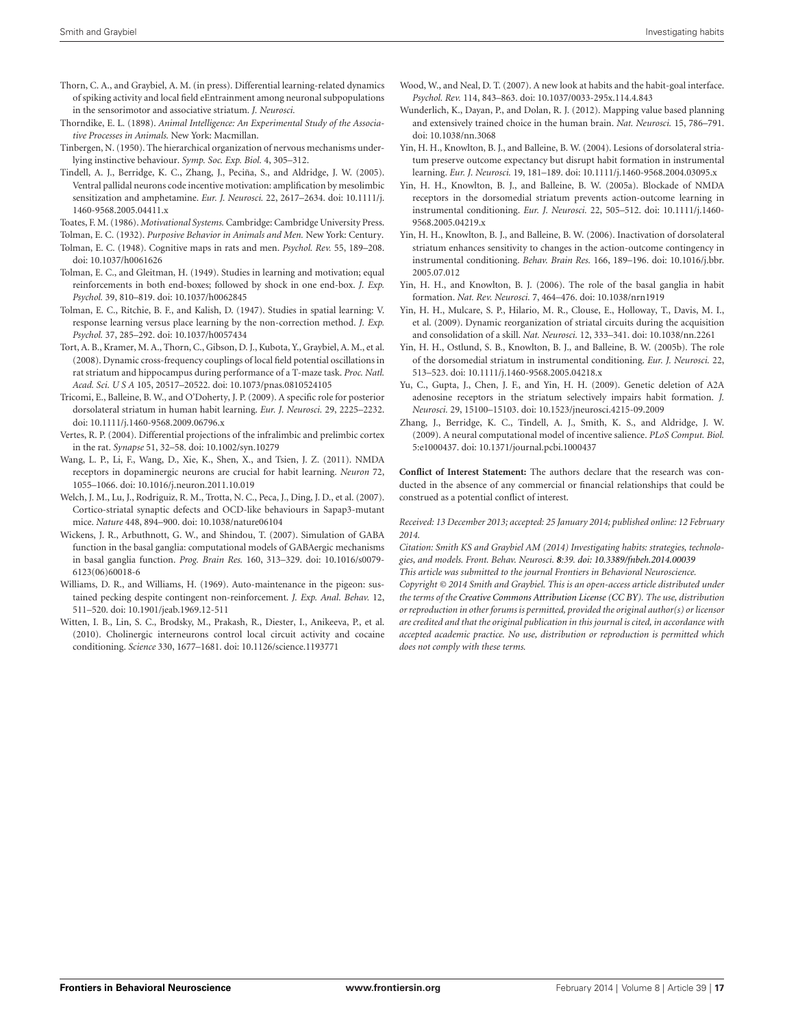Thorn, C. A., and Graybiel, A. M. (in press). Differential learning-related dynamics of spiking activity and local field eEntrainment among neuronal subpopulations in the sensorimotor and associative striatum. *J. Neurosci.*

Thorndike, E. L. (1898). *Animal Intelligence: An Experimental Study of the Associative Processes in Animals.* New York: Macmillan.

Tinbergen, N. (1950). The hierarchical organization of nervous mechanisms underlying instinctive behaviour. *Symp. Soc. Exp. Biol.* 4, 305–312.

Tindell, A. J., Berridge, K. C., Zhang, J., Peciña, S., and Aldridge, J. W. (2005). Ventral pallidal neurons code incentive motivation: amplification by mesolimbic sensitization and amphetamine. *Eur. J. Neurosci.* 22, 2617–2634. doi: 10.1111/j.1460-9568.2005.04411.x

Toates, F. M. (1986). *Motivational Systems.* Cambridge: Cambridge University Press.

Tolman, E. C. (1932). *Purposive Behavior in Animals and Men.* New York: Century.

Tolman, E. C. (1948). Cognitive maps in rats and men. *Psychol. Rev.* 55, 189–208. doi: 10.1037/h0061626

Tolman, E. C., and Gleitman, H. (1949). Studies in learning and motivation; equal reinforcements in both end-boxes; followed by shock in one end-box. *J. Exp. Psychol.* 39, 810–819. doi: 10.1037/h0062845

Tolman, E. C., Ritchie, B. F., and Kalish, D. (1947). Studies in spatial learning: V. response learning versus place learning by the non-correction method. *J. Exp. Psychol.* 37, 285–292. doi: 10.1037/h0057434

Tort, A. B., Kramer, M. A., Thorn, C., Gibson, D. J., Kubota, Y., Graybiel, A. M., et al. (2008). Dynamic cross-frequency couplings of local field potential oscillations in rat striatum and hippocampus during performance of a T-maze task. *Proc. Natl. Acad. Sci. U S A* 105, 20517–20522. doi: 10.1073/pnas.0810524105

Tricomi, E., Balleine, B. W., and O'Doherty, J. P. (2009). A specific role for posterior dorsolateral striatum in human habit learning. *Eur. J. Neurosci.* 29, 2225–2232. doi: 10.1111/j.1460-9568.2009.06796.x

Vertes, R. P. (2004). Differential projections of the infralimbic and prelimbic cortex in the rat. *Synapse* 51, 32–58. doi: 10.1002/syn.10279

Wang, L. P., Li, F., Wang, D., Xie, K., Shen, X., and Tsien, J. Z. (2011). NMDA receptors in dopaminergic neurons are crucial for habit learning. *Neuron* 72, 1055–1066. doi: 10.1016/j.neuron.2011.10.019

Welch, J. M., Lu, J., Rodriguiz, R. M., Trotta, N. C., Peca, J., Ding, J. D., et al. (2007). Cortico-striatal synaptic defects and OCD-like behaviours in Sapap3-mutant mice. *Nature* 448, 894–900. doi: 10.1038/nature06104

Wickens, J. R., Arbuthnott, G. W., and Shindou, T. (2007). Simulation of GABA function in the basal ganglia: computational models of GABAergic mechanisms in basal ganglia function. *Prog. Brain Res.* 160, 313–329. doi: 10.1016/s0079-6123(06)60018-6

Williams, D. R., and Williams, H. (1969). Auto-maintenance in the pigeon: sustained pecking despite contingent non-reinforcement. *J. Exp. Anal. Behav.* 12, 511–520. doi: 10.1901/jeab.1969.12-511

Witten, I. B., Lin, S. C., Brodsky, M., Prakash, R., Diester, I., Anikeeva, P., et al. (2010). Cholinergic interneurons control local circuit activity and cocaine conditioning. *Science* 330, 1677–1681. doi: 10.1126/science.1193771

Wood, W., and Neal, D. T. (2007). A new look at habits and the habit-goal interface. *Psychol. Rev.* 114, 843–863. doi: 10.1037/0033-295x.114.4.843

Wunderlich, K., Dayan, P., and Dolan, R. J. (2012). Mapping value based planning and extensively trained choice in the human brain. *Nat. Neurosci.* 15, 786–791. doi: 10.1038/nn.3068

Yin, H. H., Knowlton, B. J., and Balleine, B. W. (2004). Lesions of dorsolateral striatum preserve outcome expectancy but disrupt habit formation in instrumental learning. *Eur. J. Neurosci.* 19, 181–189. doi: 10.1111/j.1460-9568.2004.03095.x

Yin, H. H., Knowlton, B. J., and Balleine, B. W. (2005a). Blockade of NMDA receptors in the dorsomedial striatum prevents action-outcome learning in instrumental conditioning. *Eur. J. Neurosci.* 22, 505–512. doi: 10.1111/j.1460-9568.2005.04219.x

Yin, H. H., Knowlton, B. J., and Balleine, B. W. (2006). Inactivation of dorsolateral striatum enhances sensitivity to changes in the action-outcome contingency in instrumental conditioning. *Behav. Brain Res.* 166, 189–196. doi: 10.1016/j.bbr.2005.07.012

Yin, H. H., and Knowlton, B. J. (2006). The role of the basal ganglia in habit formation. *Nat. Rev. Neurosci.* 7, 464–476. doi: 10.1038/nrn1919

Yin, H. H., Mulcare, S. P., Hilario, M. R., Clouse, E., Holloway, T., Davis, M. I., et al. (2009). Dynamic reorganization of striatal circuits during the acquisition and consolidation of a skill. *Nat. Neurosci.* 12, 333–341. doi: 10.1038/nn.2261

Yin, H. H., Ostlund, S. B., Knowlton, B. J., and Balleine, B. W. (2005b). The role of the dorsomedial striatum in instrumental conditioning. *Eur. J. Neurosci.* 22, 513–523. doi: 10.1111/j.1460-9568.2005.04218.x

Yu, C., Gupta, J., Chen, J. F., and Yin, H. H. (2009). Genetic deletion of A2A adenosine receptors in the striatum selectively impairs habit formation. *J. Neurosci.* 29, 15100–15103. doi: 10.1523/jneurosci.4215-09.2009

Zhang, J., Berridge, K. C., Tindell, A. J., Smith, K. S., and Aldridge, J. W. (2009). A neural computational model of incentive salience. *PLoS Comput. Biol.* 5:e1000437. doi: 10.1371/journal.pcbi.1000437

**Conflict of Interest Statement:** The authors declare that the research was conducted in the absence of any commercial or financial relationships that could be construed as a potential conflict of interest.

*Received: 13 December 2013; accepted: 25 January 2014; published online: 12 February 2014.*

*Citation: Smith KS and Graybiel AM (2014) Investigating habits: strategies, technologies, and models. Front. Behav. Neurosci.* ***8****:39. doi: 10.3389/fnbeh.2014.00039*

*This article was submitted to the journal Frontiers in Behavioral Neuroscience.*

*Copyright © 2014 Smith and Graybiel. This is an open-access article distributed under the terms of the Creative Commons Attribution License (CC BY). The use, distribution or reproduction in other forums is permitted, provided the original author(s) or licensor are credited and that the original publication in this journal is cited, in accordance with accepted academic practice. No use, distribution or reproduction is permitted which does not comply with these terms.*